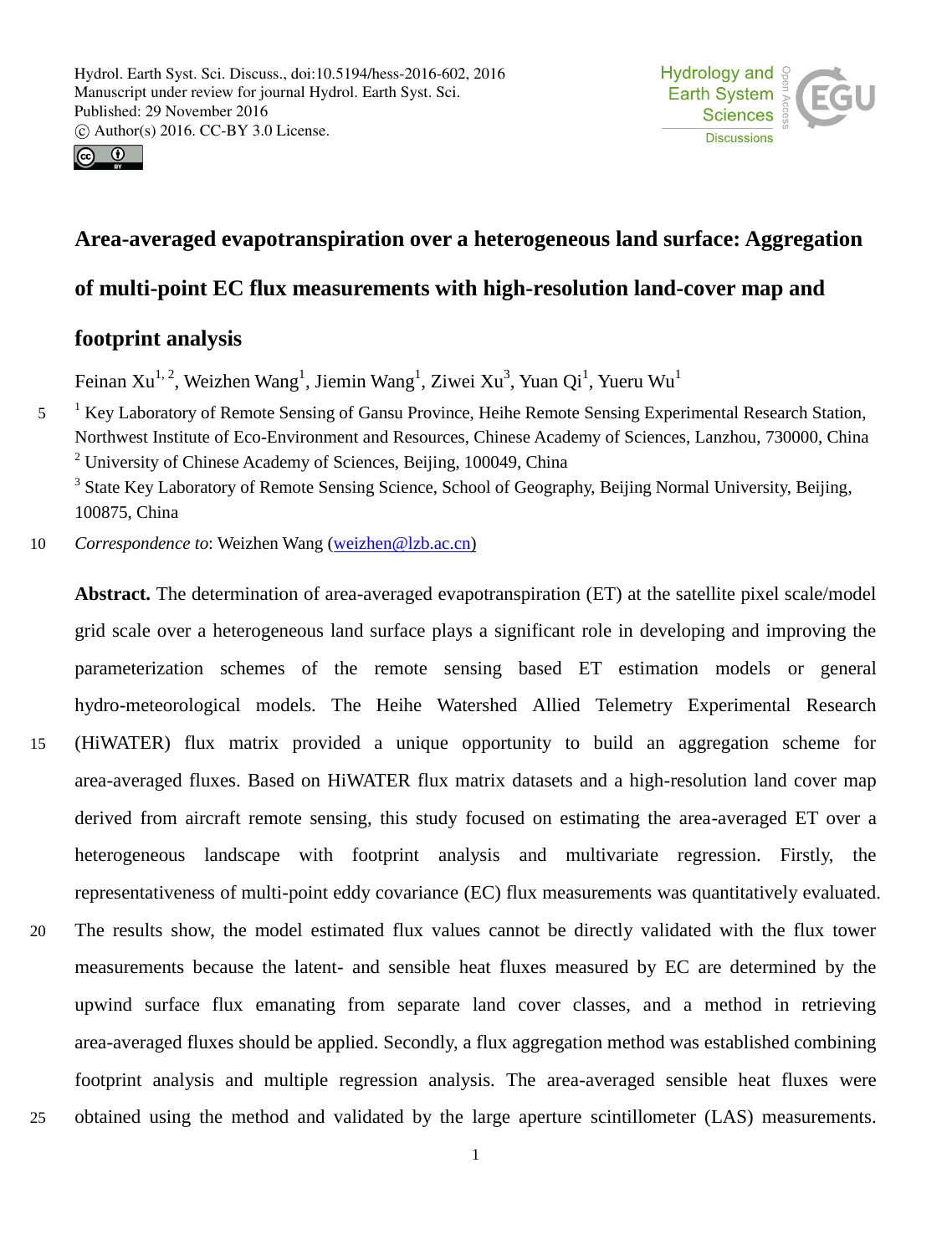# Area-averaged evapotranspiration over a heterogeneous land surface: Aggregation of multi-point EC flux measurements with high-resolution land-cover map and footprint analysis

Feinan Xu[1,2], Weizhen Wang[1], Jiemin Wang[1], Ziwei Xu[3], Yuan Qi[1], Yueru Wu[1]

[1] Key Laboratory of Remote Sensing of Gansu Province, Heihe Remote Sensing Experimental Research Station, Northwest Institute of Eco-Environment and Resources, Chinese Academy of Sciences, Lanzhou, 730000, China

[2] University of Chinese Academy of Sciences, Beijing, 100049, China

[3] State Key Laboratory of Remote Sensing Science, School of Geography, Beijing Normal University, Beijing, 100875, China

*Correspondence to*: Weizhen Wang (weizhen@lzb.ac.cn)

**Abstract.** The determination of area-averaged evapotranspiration (ET) at the satellite pixel scale/model grid scale over a heterogeneous land surface plays a significant role in developing and improving the parameterization schemes of the remote sensing based ET estimation models or general hydro-meteorological models. The Heihe Watershed Allied Telemetry Experimental Research (HiWATER) flux matrix provided a unique opportunity to build an aggregation scheme for area-averaged fluxes. Based on HiWATER flux matrix datasets and a high-resolution land cover map derived from aircraft remote sensing, this study focused on estimating the area-averaged ET over a heterogeneous landscape with footprint analysis and multivariate regression. Firstly, the representativeness of multi-point eddy covariance (EC) flux measurements was quantitatively evaluated. The results show, the model estimated flux values cannot be directly validated with the flux tower measurements because the latent- and sensible heat fluxes measured by EC are determined by the upwind surface flux emanating from separate land cover classes, and a method in retrieving area-averaged fluxes should be applied. Secondly, a flux aggregation method was established combining footprint analysis and multiple regression analysis. The area-averaged sensible heat fluxes were obtained using the method and validated by the large aperture scintillometer (LAS) measurements.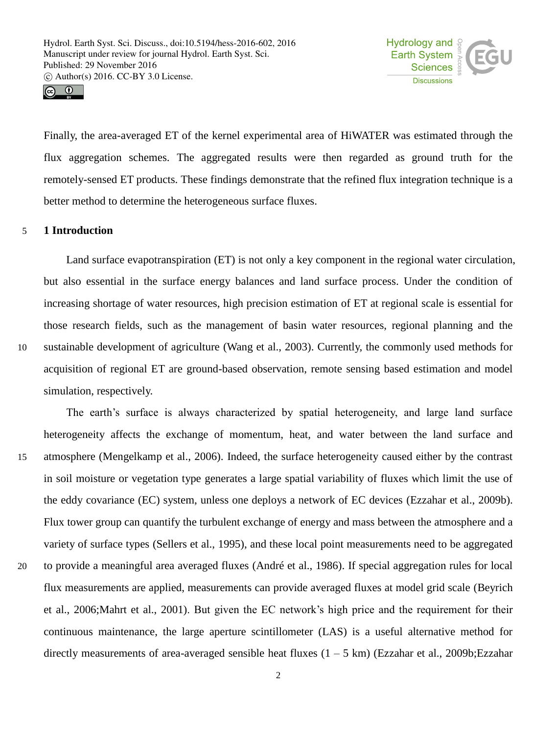Finally, the area-averaged ET of the kernel experimental area of HiWATER was estimated through the flux aggregation schemes. The aggregated results were then regarded as ground truth for the remotely-sensed ET products. These findings demonstrate that the refined flux integration technique is a better method to determine the heterogeneous surface fluxes.

## 1 Introduction

Land surface evapotranspiration (ET) is not only a key component in the regional water circulation, but also essential in the surface energy balances and land surface process. Under the condition of increasing shortage of water resources, high precision estimation of ET at regional scale is essential for those research fields, such as the management of basin water resources, regional planning and the sustainable development of agriculture (Wang et al., 2003). Currently, the commonly used methods for acquisition of regional ET are ground-based observation, remote sensing based estimation and model simulation, respectively.

The earth's surface is always characterized by spatial heterogeneity, and large land surface heterogeneity affects the exchange of momentum, heat, and water between the land surface and atmosphere (Mengelkamp et al., 2006). Indeed, the surface heterogeneity caused either by the contrast in soil moisture or vegetation type generates a large spatial variability of fluxes which limit the use of the eddy covariance (EC) system, unless one deploys a network of EC devices (Ezzahar et al., 2009b). Flux tower group can quantify the turbulent exchange of energy and mass between the atmosphere and a variety of surface types (Sellers et al., 1995), and these local point measurements need to be aggregated to provide a meaningful area averaged fluxes (André et al., 1986). If special aggregation rules for local flux measurements are applied, measurements can provide averaged fluxes at model grid scale (Beyrich et al., 2006;Mahrt et al., 2001). But given the EC network's high price and the requirement for their continuous maintenance, the large aperture scintillometer (LAS) is a useful alternative method for directly measurements of area-averaged sensible heat fluxes (1 – 5 km) (Ezzahar et al., 2009b;Ezzahar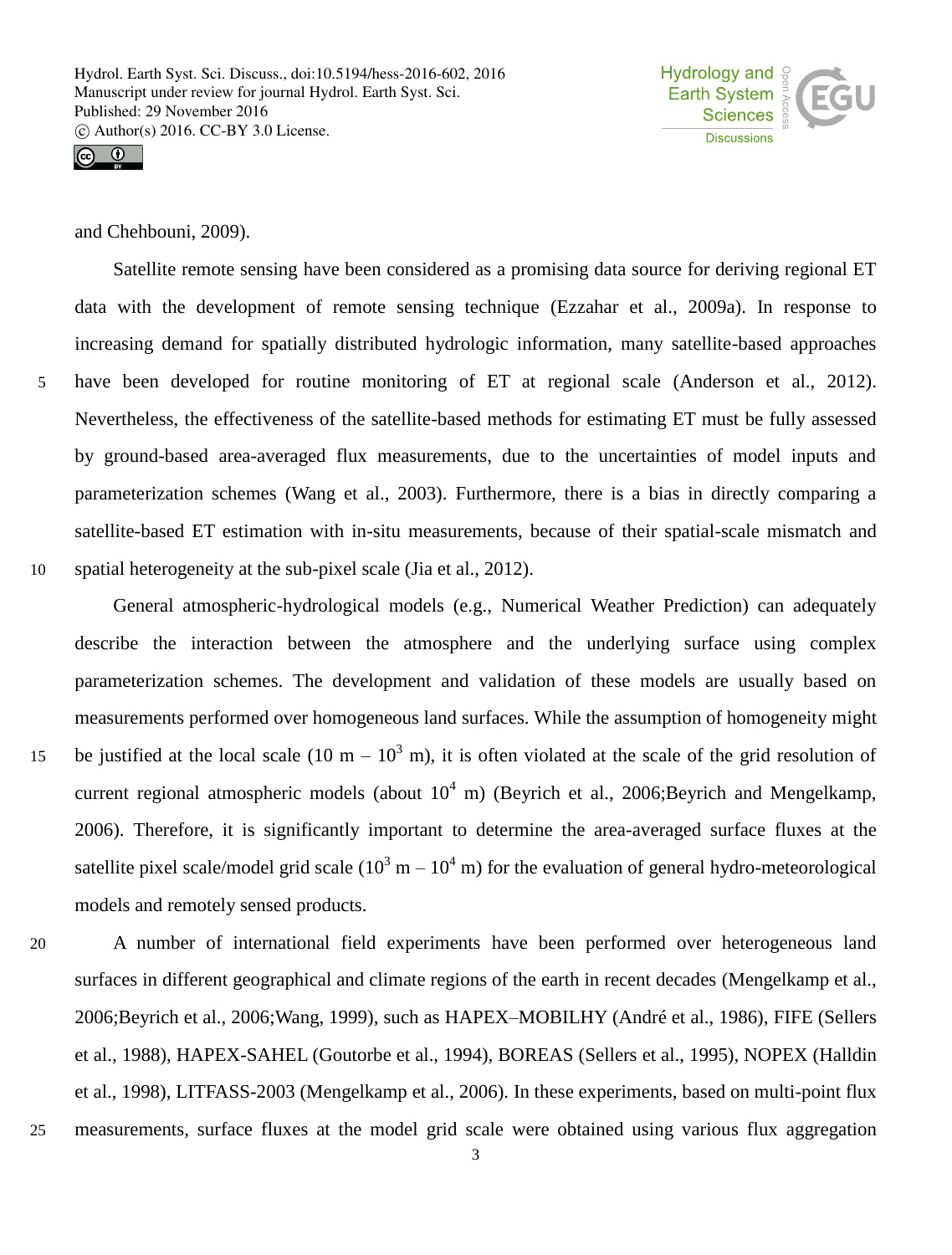and Chehbouni, 2009).

Satellite remote sensing have been considered as a promising data source for deriving regional ET data with the development of remote sensing technique (Ezzahar et al., 2009a). In response to increasing demand for spatially distributed hydrologic information, many satellite-based approaches have been developed for routine monitoring of ET at regional scale (Anderson et al., 2012). Nevertheless, the effectiveness of the satellite-based methods for estimating ET must be fully assessed by ground-based area-averaged flux measurements, due to the uncertainties of model inputs and parameterization schemes (Wang et al., 2003). Furthermore, there is a bias in directly comparing a satellite-based ET estimation with in-situ measurements, because of their spatial-scale mismatch and spatial heterogeneity at the sub-pixel scale (Jia et al., 2012).

General atmospheric-hydrological models (e.g., Numerical Weather Prediction) can adequately describe the interaction between the atmosphere and the underlying surface using complex parameterization schemes. The development and validation of these models are usually based on measurements performed over homogeneous land surfaces. While the assumption of homogeneity might be justified at the local scale (10 m – $10^3$ m), it is often violated at the scale of the grid resolution of current regional atmospheric models (about $10^4$ m) (Beyrich et al., 2006;Beyrich and Mengelkamp, 2006). Therefore, it is significantly important to determine the area-averaged surface fluxes at the satellite pixel scale/model grid scale ($10^3$ m – $10^4$ m) for the evaluation of general hydro-meteorological models and remotely sensed products.

A number of international field experiments have been performed over heterogeneous land surfaces in different geographical and climate regions of the earth in recent decades (Mengelkamp et al., 2006;Beyrich et al., 2006;Wang, 1999), such as HAPEX–MOBILHY (André et al., 1986), FIFE (Sellers et al., 1988), HAPEX-SAHEL (Goutorbe et al., 1994), BOREAS (Sellers et al., 1995), NOPEX (Halldin et al., 1998), LITFASS-2003 (Mengelkamp et al., 2006). In these experiments, based on multi-point flux measurements, surface fluxes at the model grid scale were obtained using various flux aggregation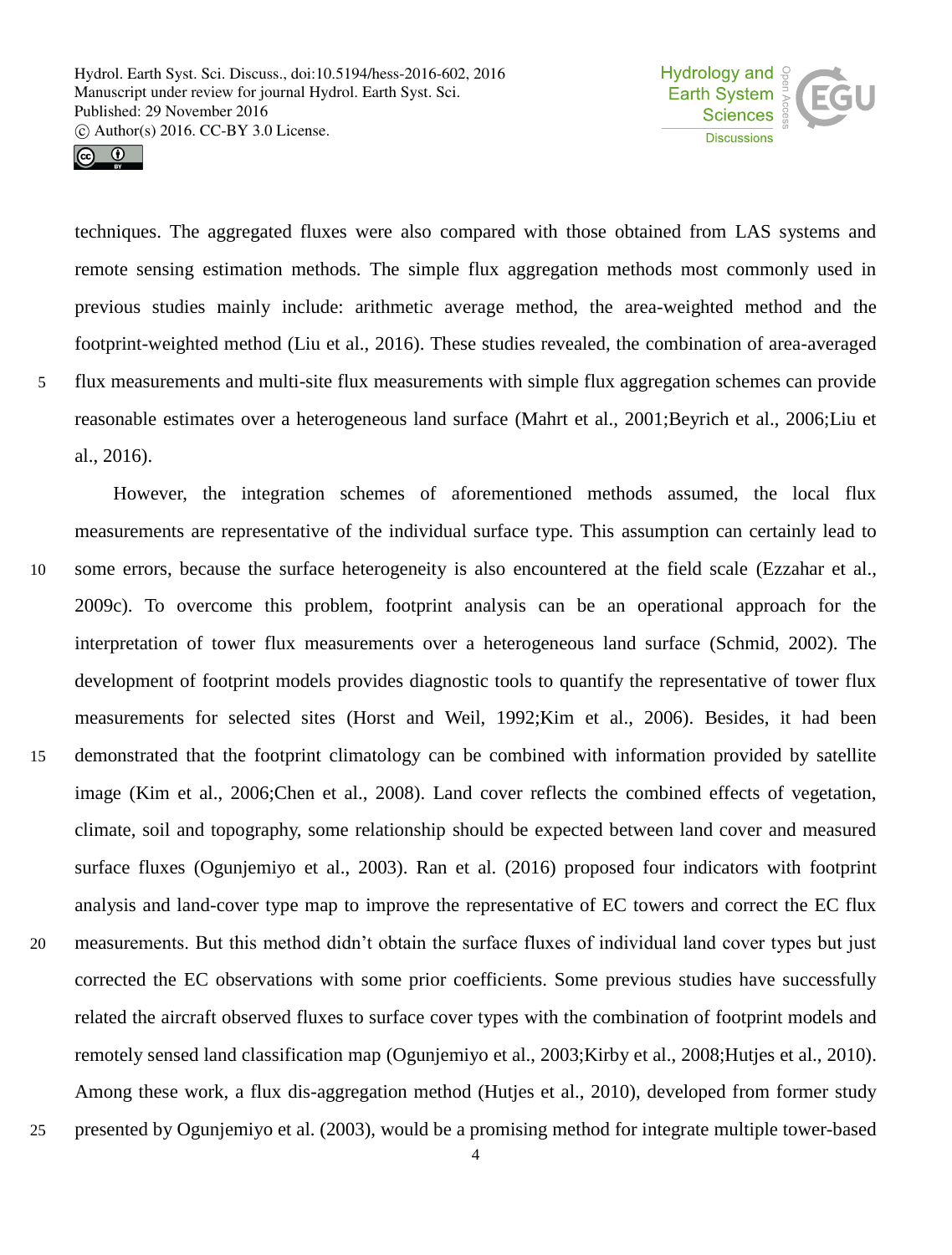techniques. The aggregated fluxes were also compared with those obtained from LAS systems and remote sensing estimation methods. The simple flux aggregation methods most commonly used in previous studies mainly include: arithmetic average method, the area-weighted method and the footprint-weighted method (Liu et al., 2016). These studies revealed, the combination of area-averaged flux measurements and multi-site flux measurements with simple flux aggregation schemes can provide reasonable estimates over a heterogeneous land surface (Mahrt et al., 2001;Beyrich et al., 2006;Liu et al., 2016).

However, the integration schemes of aforementioned methods assumed, the local flux measurements are representative of the individual surface type. This assumption can certainly lead to some errors, because the surface heterogeneity is also encountered at the field scale (Ezzahar et al., 2009c). To overcome this problem, footprint analysis can be an operational approach for the interpretation of tower flux measurements over a heterogeneous land surface (Schmid, 2002). The development of footprint models provides diagnostic tools to quantify the representative of tower flux measurements for selected sites (Horst and Weil, 1992;Kim et al., 2006). Besides, it had been demonstrated that the footprint climatology can be combined with information provided by satellite image (Kim et al., 2006;Chen et al., 2008). Land cover reflects the combined effects of vegetation, climate, soil and topography, some relationship should be expected between land cover and measured surface fluxes (Ogunjemiyo et al., 2003). Ran et al. (2016) proposed four indicators with footprint analysis and land-cover type map to improve the representative of EC towers and correct the EC flux measurements. But this method didn't obtain the surface fluxes of individual land cover types but just corrected the EC observations with some prior coefficients. Some previous studies have successfully related the aircraft observed fluxes to surface cover types with the combination of footprint models and remotely sensed land classification map (Ogunjemiyo et al., 2003;Kirby et al., 2008;Hutjes et al., 2010). Among these work, a flux dis-aggregation method (Hutjes et al., 2010), developed from former study presented by Ogunjemiyo et al. (2003), would be a promising method for integrate multiple tower-based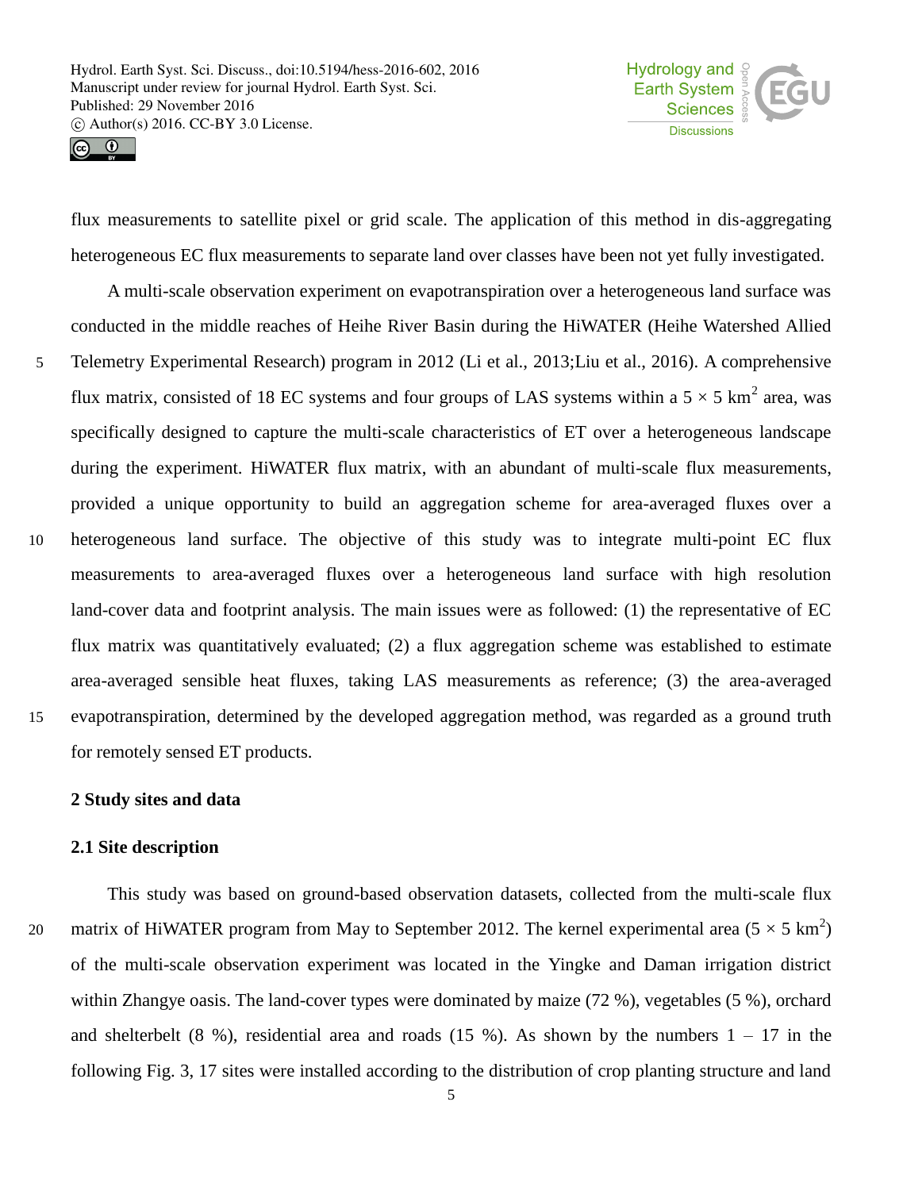flux measurements to satellite pixel or grid scale. The application of this method in dis-aggregating heterogeneous EC flux measurements to separate land over classes have been not yet fully investigated.

A multi-scale observation experiment on evapotranspiration over a heterogeneous land surface was conducted in the middle reaches of Heihe River Basin during the HiWATER (Heihe Watershed Allied Telemetry Experimental Research) program in 2012 (Li et al., 2013;Liu et al., 2016). A comprehensive flux matrix, consisted of 18 EC systems and four groups of LAS systems within a $5 \times 5$ km$^2$ area, was specifically designed to capture the multi-scale characteristics of ET over a heterogeneous landscape during the experiment. HiWATER flux matrix, with an abundant of multi-scale flux measurements, provided a unique opportunity to build an aggregation scheme for area-averaged fluxes over a heterogeneous land surface. The objective of this study was to integrate multi-point EC flux measurements to area-averaged fluxes over a heterogeneous land surface with high resolution land-cover data and footprint analysis. The main issues were as followed: (1) the representative of EC flux matrix was quantitatively evaluated; (2) a flux aggregation scheme was established to estimate area-averaged sensible heat fluxes, taking LAS measurements as reference; (3) the area-averaged evapotranspiration, determined by the developed aggregation method, was regarded as a ground truth for remotely sensed ET products.

## 2 Study sites and data

### 2.1 Site description

This study was based on ground-based observation datasets, collected from the multi-scale flux matrix of HiWATER program from May to September 2012. The kernel experimental area ($5 \times 5$ km$^2$) of the multi-scale observation experiment was located in the Yingke and Daman irrigation district within Zhangye oasis. The land-cover types were dominated by maize (72 %), vegetables (5 %), orchard and shelterbelt (8 %), residential area and roads (15 %). As shown by the numbers 1 – 17 in the following Fig. 3, 17 sites were installed according to the distribution of crop planting structure and land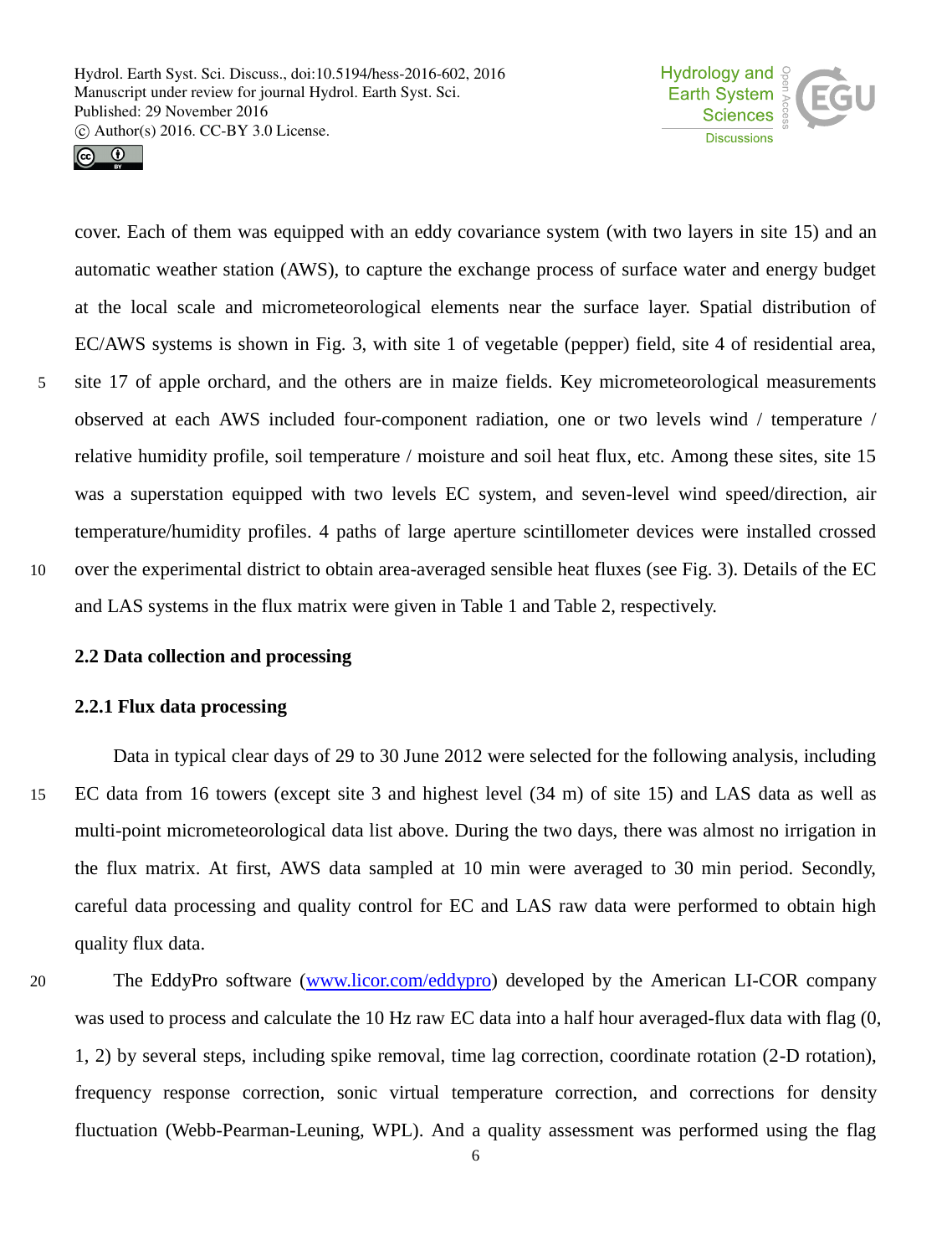cover. Each of them was equipped with an eddy covariance system (with two layers in site 15) and an automatic weather station (AWS), to capture the exchange process of surface water and energy budget at the local scale and micrometeorological elements near the surface layer. Spatial distribution of EC/AWS systems is shown in Fig. 3, with site 1 of vegetable (pepper) field, site 4 of residential area, site 17 of apple orchard, and the others are in maize fields. Key micrometeorological measurements observed at each AWS included four-component radiation, one or two levels wind / temperature / relative humidity profile, soil temperature / moisture and soil heat flux, etc. Among these sites, site 15 was a superstation equipped with two levels EC system, and seven-level wind speed/direction, air temperature/humidity profiles. 4 paths of large aperture scintillometer devices were installed crossed over the experimental district to obtain area-averaged sensible heat fluxes (see Fig. 3). Details of the EC and LAS systems in the flux matrix were given in Table 1 and Table 2, respectively.

### 2.2 Data collection and processing

#### 2.2.1 Flux data processing

Data in typical clear days of 29 to 30 June 2012 were selected for the following analysis, including EC data from 16 towers (except site 3 and highest level (34 m) of site 15) and LAS data as well as multi-point micrometeorological data list above. During the two days, there was almost no irrigation in the flux matrix. At first, AWS data sampled at 10 min were averaged to 30 min period. Secondly, careful data processing and quality control for EC and LAS raw data were performed to obtain high quality flux data.

The EddyPro software (www.licor.com/eddypro) developed by the American LI-COR company was used to process and calculate the 10 Hz raw EC data into a half hour averaged-flux data with flag (0, 1, 2) by several steps, including spike removal, time lag correction, coordinate rotation (2-D rotation), frequency response correction, sonic virtual temperature correction, and corrections for density fluctuation (Webb-Pearman-Leuning, WPL). And a quality assessment was performed using the flag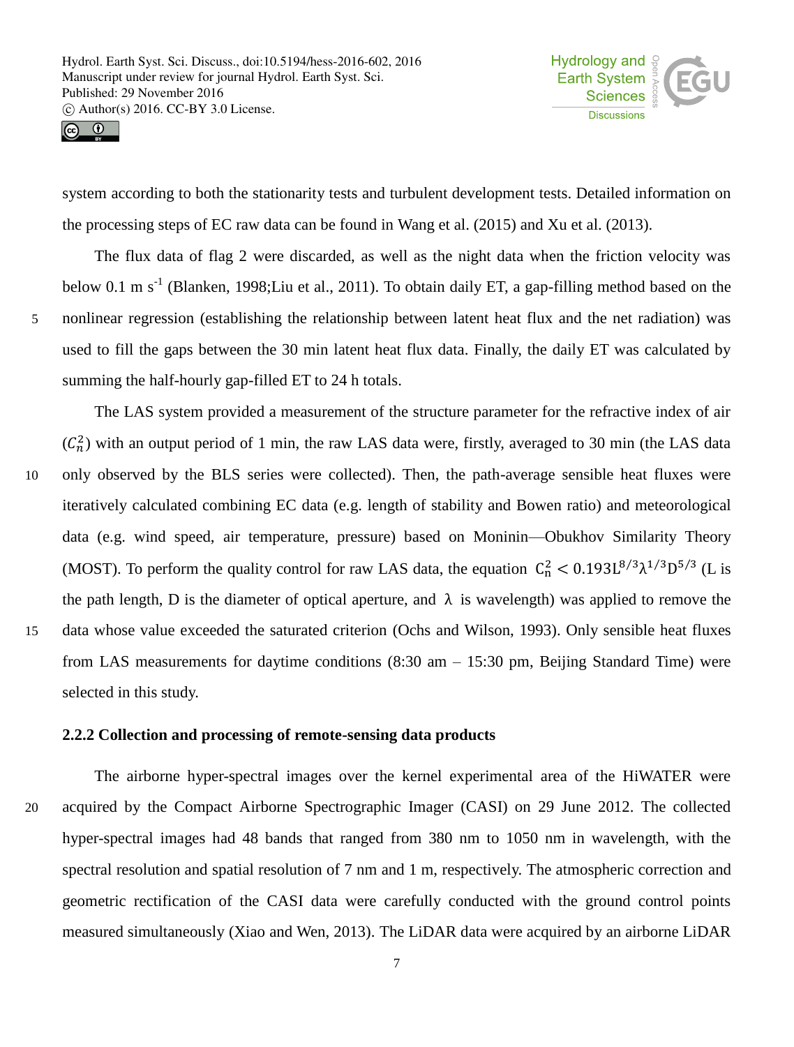system according to both the stationarity tests and turbulent development tests. Detailed information on the processing steps of EC raw data can be found in Wang et al. (2015) and Xu et al. (2013).

The flux data of flag 2 were discarded, as well as the night data when the friction velocity was below 0.1 m $s^{-1}$ (Blanken, 1998;Liu et al., 2011). To obtain daily ET, a gap-filling method based on the nonlinear regression (establishing the relationship between latent heat flux and the net radiation) was used to fill the gaps between the 30 min latent heat flux data. Finally, the daily ET was calculated by summing the half-hourly gap-filled ET to 24 h totals.

The LAS system provided a measurement of the structure parameter for the refractive index of air ($C_n^2$) with an output period of 1 min, the raw LAS data were, firstly, averaged to 30 min (the LAS data only observed by the BLS series were collected). Then, the path-average sensible heat fluxes were iteratively calculated combining EC data (e.g. length of stability and Bowen ratio) and meteorological data (e.g. wind speed, air temperature, pressure) based on Moninin—Obukhov Similarity Theory (MOST). To perform the quality control for raw LAS data, the equation $C_n^2 < 0.193L^{8/3}\lambda^{1/3}D^{5/3}$ (L is the path length, D is the diameter of optical aperture, and $\lambda$ is wavelength) was applied to remove the data whose value exceeded the saturated criterion (Ochs and Wilson, 1993). Only sensible heat fluxes from LAS measurements for daytime conditions (8:30 am – 15:30 pm, Beijing Standard Time) were selected in this study.

### 2.2.2 Collection and processing of remote-sensing data products

The airborne hyper-spectral images over the kernel experimental area of the HiWATER were acquired by the Compact Airborne Spectrographic Imager (CASI) on 29 June 2012. The collected hyper-spectral images had 48 bands that ranged from 380 nm to 1050 nm in wavelength, with the spectral resolution and spatial resolution of 7 nm and 1 m, respectively. The atmospheric correction and geometric rectification of the CASI data were carefully conducted with the ground control points measured simultaneously (Xiao and Wen, 2013). The LiDAR data were acquired by an airborne LiDAR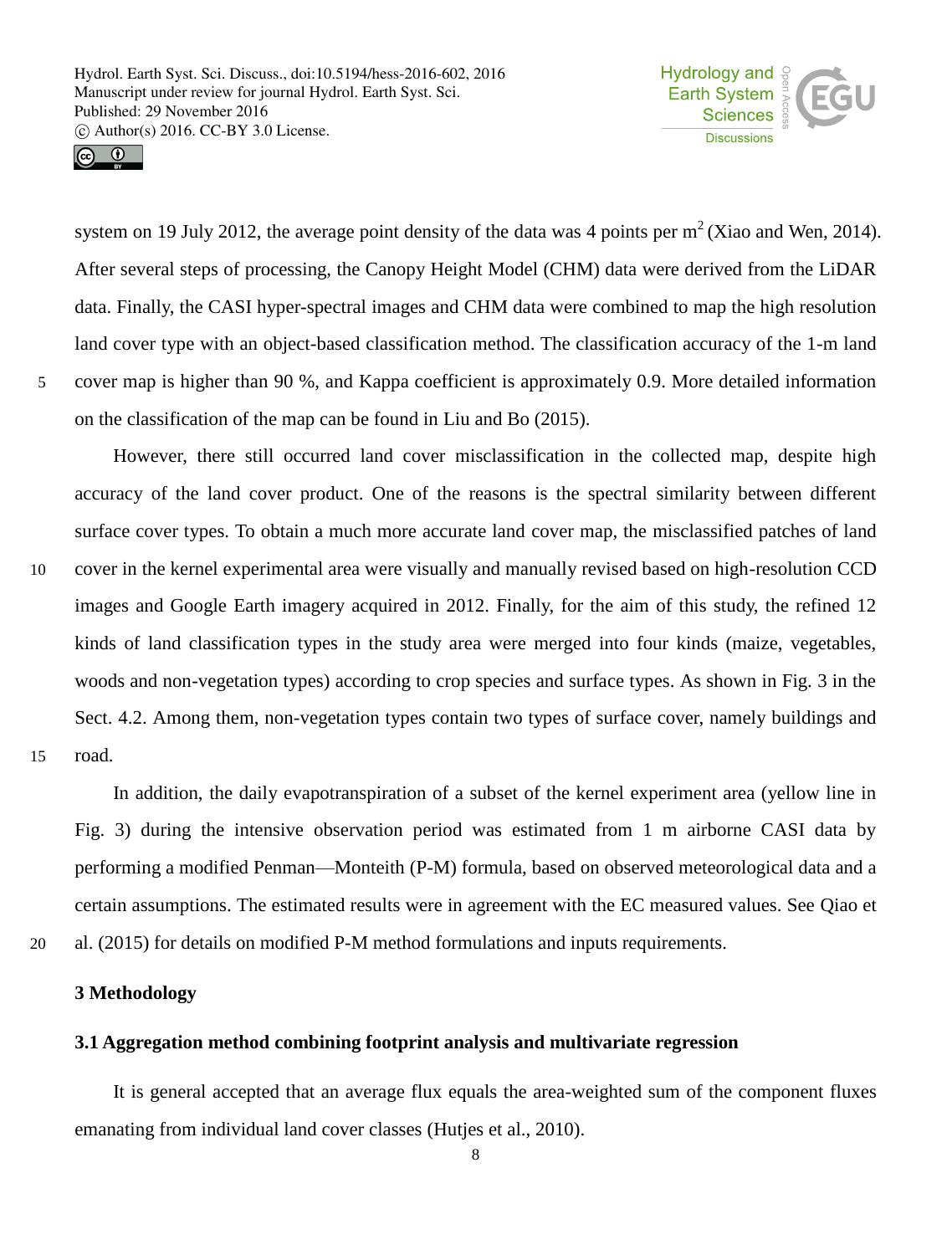system on 19 July 2012, the average point density of the data was 4 points per $m^2$ (Xiao and Wen, 2014). After several steps of processing, the Canopy Height Model (CHM) data were derived from the LiDAR data. Finally, the CASI hyper-spectral images and CHM data were combined to map the high resolution land cover type with an object-based classification method. The classification accuracy of the 1-m land cover map is higher than 90 %, and Kappa coefficient is approximately 0.9. More detailed information on the classification of the map can be found in Liu and Bo (2015).

However, there still occurred land cover misclassification in the collected map, despite high accuracy of the land cover product. One of the reasons is the spectral similarity between different surface cover types. To obtain a much more accurate land cover map, the misclassified patches of land cover in the kernel experimental area were visually and manually revised based on high-resolution CCD images and Google Earth imagery acquired in 2012. Finally, for the aim of this study, the refined 12 kinds of land classification types in the study area were merged into four kinds (maize, vegetables, woods and non-vegetation types) according to crop species and surface types. As shown in Fig. 3 in the Sect. 4.2. Among them, non-vegetation types contain two types of surface cover, namely buildings and road.

In addition, the daily evapotranspiration of a subset of the kernel experiment area (yellow line in Fig. 3) during the intensive observation period was estimated from 1 m airborne CASI data by performing a modified Penman—Monteith (P-M) formula, based on observed meteorological data and a certain assumptions. The estimated results were in agreement with the EC measured values. See Qiao et al. (2015) for details on modified P-M method formulations and inputs requirements.

## 3 Methodology

### 3.1 Aggregation method combining footprint analysis and multivariate regression

It is general accepted that an average flux equals the area-weighted sum of the component fluxes emanating from individual land cover classes (Hutjes et al., 2010).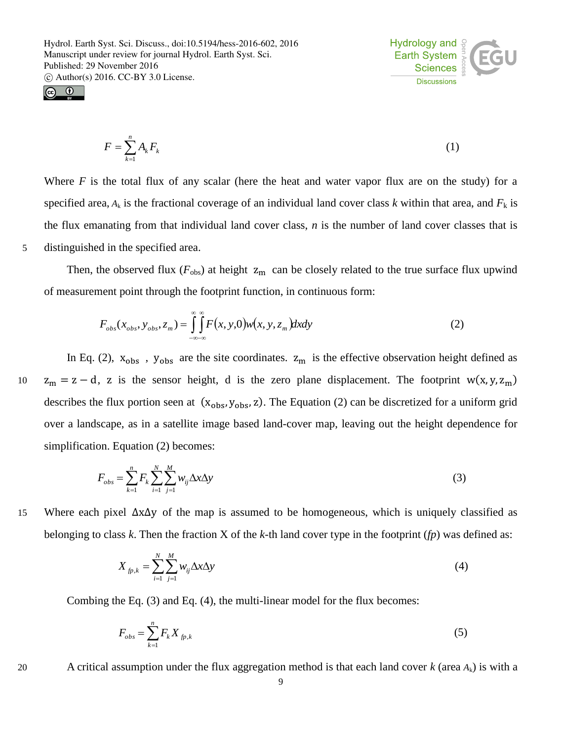$$F = \sum_{k=1}^{n} A_k F_k \tag{1}$$

Where $F$ is the total flux of any scalar (here the heat and water vapor flux are on the study) for a specified area, $A_k$ is the fractional coverage of an individual land cover class $k$ within that area, and $F_k$ is the flux emanating from that individual land cover class, $n$ is the number of land cover classes that is distinguished in the specified area.

Then, the observed flux ($F_{obs}$) at height $z_m$ can be closely related to the true surface flux upwind of measurement point through the footprint function, in continuous form:

$$F_{obs}(x_{obs}, y_{obs}, z_m) = \int_{-\infty}^{\infty}\int_{-\infty}^{\infty} F(x, y, 0) w(x, y, z_m) dxdy \tag{2}$$

In Eq. (2), $x_{obs}$ , $y_{obs}$ are the site coordinates. $z_m$ is the effective observation height defined as $z_m = z - d$, $z$ is the sensor height, $d$ is the zero plane displacement. The footprint $w(x, y, z_m)$ describes the flux portion seen at $(x_{obs}, y_{obs}, z)$. The Equation (2) can be discretized for a uniform grid over a landscape, as in a satellite image based land-cover map, leaving out the height dependence for simplification. Equation (2) becomes:

$$F_{obs} = \sum_{k=1}^{n} F_k \sum_{i=1}^{N}\sum_{j=1}^{M} w_{ij} \Delta x \Delta y \tag{3}$$

Where each pixel $\Delta x \Delta y$ of the map is assumed to be homogeneous, which is uniquely classified as belonging to class $k$. Then the fraction X of the $k$-th land cover type in the footprint ($fp$) was defined as:

$$X_{fp,k} = \sum_{i=1}^{N}\sum_{j=1}^{M} w_{ij} \Delta x \Delta y \tag{4}$$

Combing the Eq. (3) and Eq. (4), the multi-linear model for the flux becomes:

$$F_{obs} = \sum_{k=1}^{n} F_k X_{fp,k} \tag{5}$$

A critical assumption under the flux aggregation method is that each land cover $k$ (area $A_k$) is with a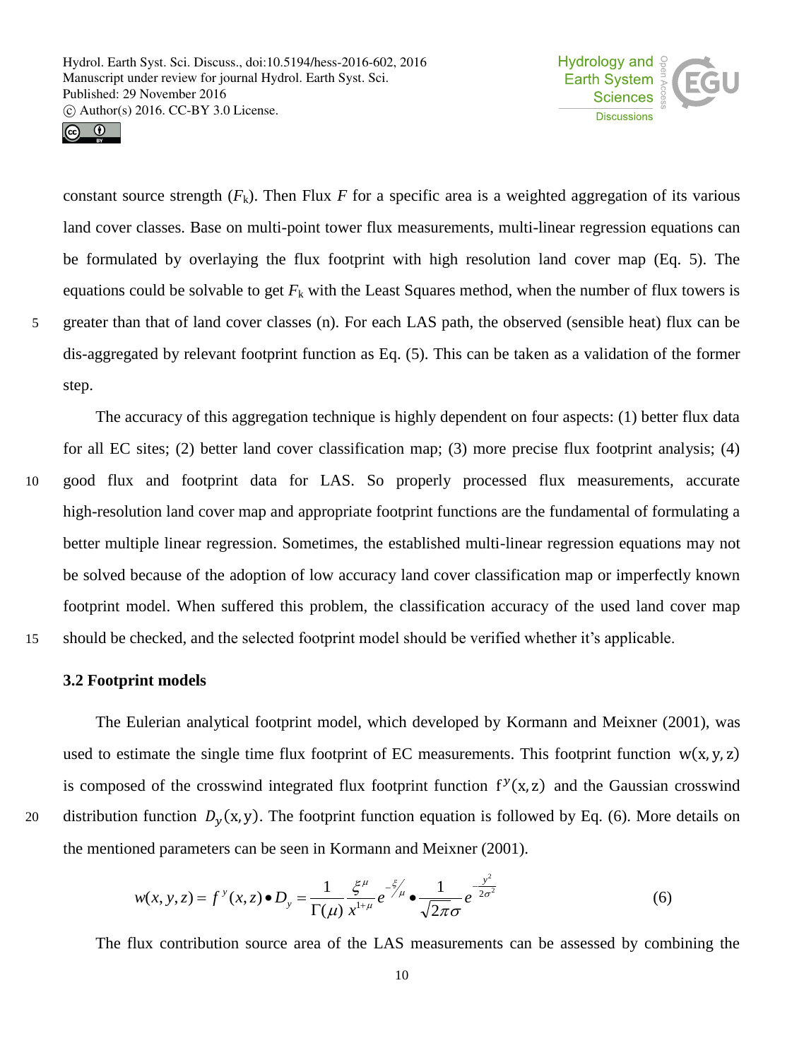constant source strength ($F_k$). Then Flux $F$ for a specific area is a weighted aggregation of its various land cover classes. Base on multi-point tower flux measurements, multi-linear regression equations can be formulated by overlaying the flux footprint with high resolution land cover map (Eq. 5). The equations could be solvable to get $F_k$ with the Least Squares method, when the number of flux towers is greater than that of land cover classes (n). For each LAS path, the observed (sensible heat) flux can be dis-aggregated by relevant footprint function as Eq. (5). This can be taken as a validation of the former step.

The accuracy of this aggregation technique is highly dependent on four aspects: (1) better flux data for all EC sites; (2) better land cover classification map; (3) more precise flux footprint analysis; (4) good flux and footprint data for LAS. So properly processed flux measurements, accurate high-resolution land cover map and appropriate footprint functions are the fundamental of formulating a better multiple linear regression. Sometimes, the established multi-linear regression equations may not be solved because of the adoption of low accuracy land cover classification map or imperfectly known footprint model. When suffered this problem, the classification accuracy of the used land cover map should be checked, and the selected footprint model should be verified whether it's applicable.

### 3.2 Footprint models

The Eulerian analytical footprint model, which developed by Kormann and Meixner (2001), was used to estimate the single time flux footprint of EC measurements. This footprint function $w(x, y, z)$ is composed of the crosswind integrated flux footprint function $f^y(x, z)$ and the Gaussian crosswind distribution function $D_y(x, y)$. The footprint function equation is followed by Eq. (6). More details on the mentioned parameters can be seen in Kormann and Meixner (2001).

$$w(x, y, z) = f^y(x, z) \bullet D_y = \frac{1}{\Gamma(\mu)} \frac{\xi^{\mu}}{x^{1+\mu}} e^{-\xi/\mu} \bullet \frac{1}{\sqrt{2\pi}\sigma} e^{-\frac{y^2}{2\sigma^2}} \tag{6}$$

The flux contribution source area of the LAS measurements can be assessed by combining the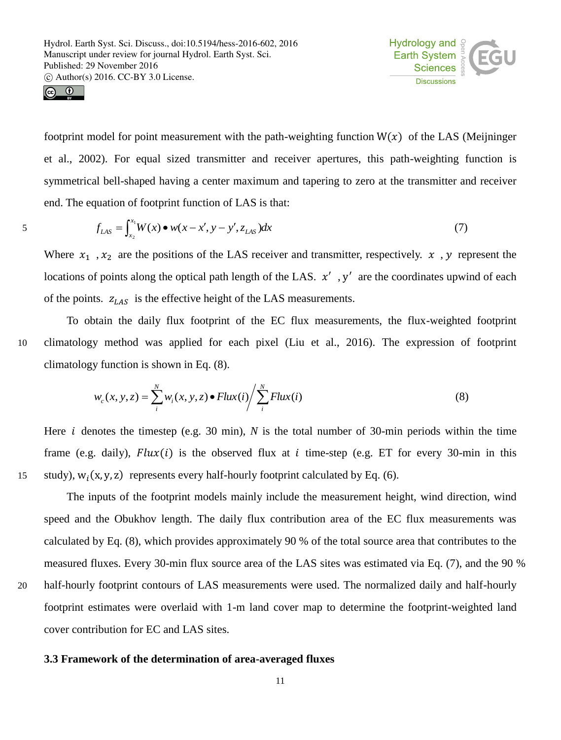footprint model for point measurement with the path-weighting function $W(x)$ of the LAS (Meijninger et al., 2002). For equal sized transmitter and receiver apertures, this path-weighting function is symmetrical bell-shaped having a center maximum and tapering to zero at the transmitter and receiver end. The equation of footprint function of LAS is that:

$$f_{LAS} = \int_{x_2}^{x_1} W(x) \bullet w(x - x', y - y', z_{LAS}) dx \tag{7}$$

Where $x_1$ , $x_2$ are the positions of the LAS receiver and transmitter, respectively. $x$ , $y$ represent the locations of points along the optical path length of the LAS. $x'$ , $y'$ are the coordinates upwind of each of the points. $z_{LAS}$ is the effective height of the LAS measurements.

To obtain the daily flux footprint of the EC flux measurements, the flux-weighted footprint climatology method was applied for each pixel (Liu et al., 2016). The expression of footprint climatology function is shown in Eq. (8).

$$w_c(x, y, z) = \sum_{i}^{N} w_i(x, y, z) \bullet Flux(i) \Big/ \sum_{i}^{N} Flux(i) \tag{8}$$

Here $i$ denotes the timestep (e.g. 30 min), $N$ is the total number of 30-min periods within the time frame (e.g. daily), $Flux(i)$ is the observed flux at $i$ time-step (e.g. ET for every 30-min in this study), $w_i(x, y, z)$ represents every half-hourly footprint calculated by Eq. (6).

The inputs of the footprint models mainly include the measurement height, wind direction, wind speed and the Obukhov length. The daily flux contribution area of the EC flux measurements was calculated by Eq. (8), which provides approximately 90 % of the total source area that contributes to the measured fluxes. Every 30-min flux source area of the LAS sites was estimated via Eq. (7), and the 90 % half-hourly footprint contours of LAS measurements were used. The normalized daily and half-hourly footprint estimates were overlaid with 1-m land cover map to determine the footprint-weighted land cover contribution for EC and LAS sites.

### 3.3 Framework of the determination of area-averaged fluxes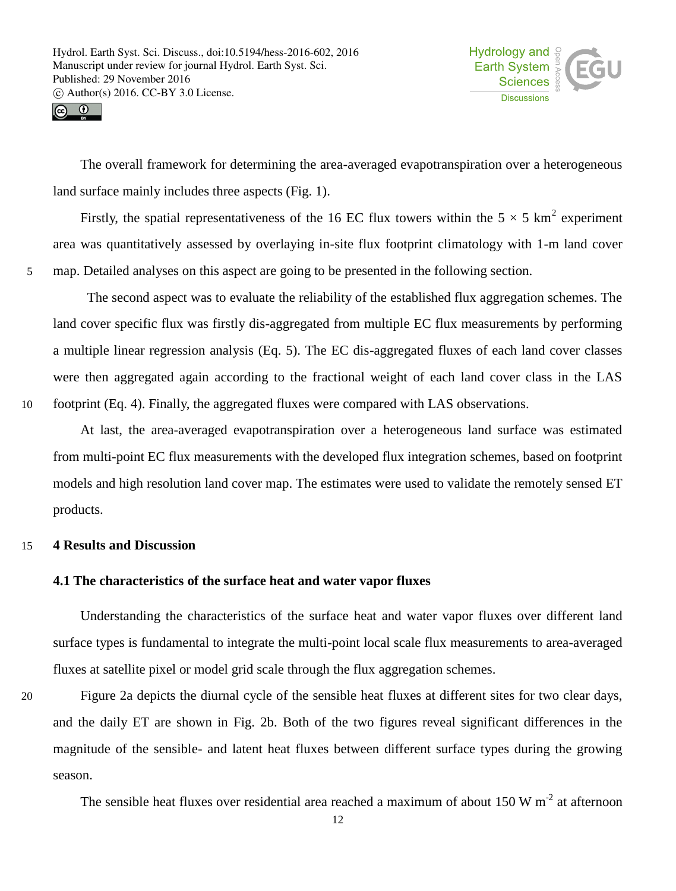The overall framework for determining the area-averaged evapotranspiration over a heterogeneous land surface mainly includes three aspects (Fig. 1).

Firstly, the spatial representativeness of the 16 EC flux towers within the 5 × 5 km$^2$ experiment area was quantitatively assessed by overlaying in-site flux footprint climatology with 1-m land cover map. Detailed analyses on this aspect are going to be presented in the following section.

The second aspect was to evaluate the reliability of the established flux aggregation schemes. The land cover specific flux was firstly dis-aggregated from multiple EC flux measurements by performing a multiple linear regression analysis (Eq. 5). The EC dis-aggregated fluxes of each land cover classes were then aggregated again according to the fractional weight of each land cover class in the LAS footprint (Eq. 4). Finally, the aggregated fluxes were compared with LAS observations.

At last, the area-averaged evapotranspiration over a heterogeneous land surface was estimated from multi-point EC flux measurements with the developed flux integration schemes, based on footprint models and high resolution land cover map. The estimates were used to validate the remotely sensed ET products.

# 4 Results and Discussion

## 4.1 The characteristics of the surface heat and water vapor fluxes

Understanding the characteristics of the surface heat and water vapor fluxes over different land surface types is fundamental to integrate the multi-point local scale flux measurements to area-averaged fluxes at satellite pixel or model grid scale through the flux aggregation schemes.

Figure 2a depicts the diurnal cycle of the sensible heat fluxes at different sites for two clear days, and the daily ET are shown in Fig. 2b. Both of the two figures reveal significant differences in the magnitude of the sensible- and latent heat fluxes between different surface types during the growing season.

The sensible heat fluxes over residential area reached a maximum of about 150 W m$^{-2}$ at afternoon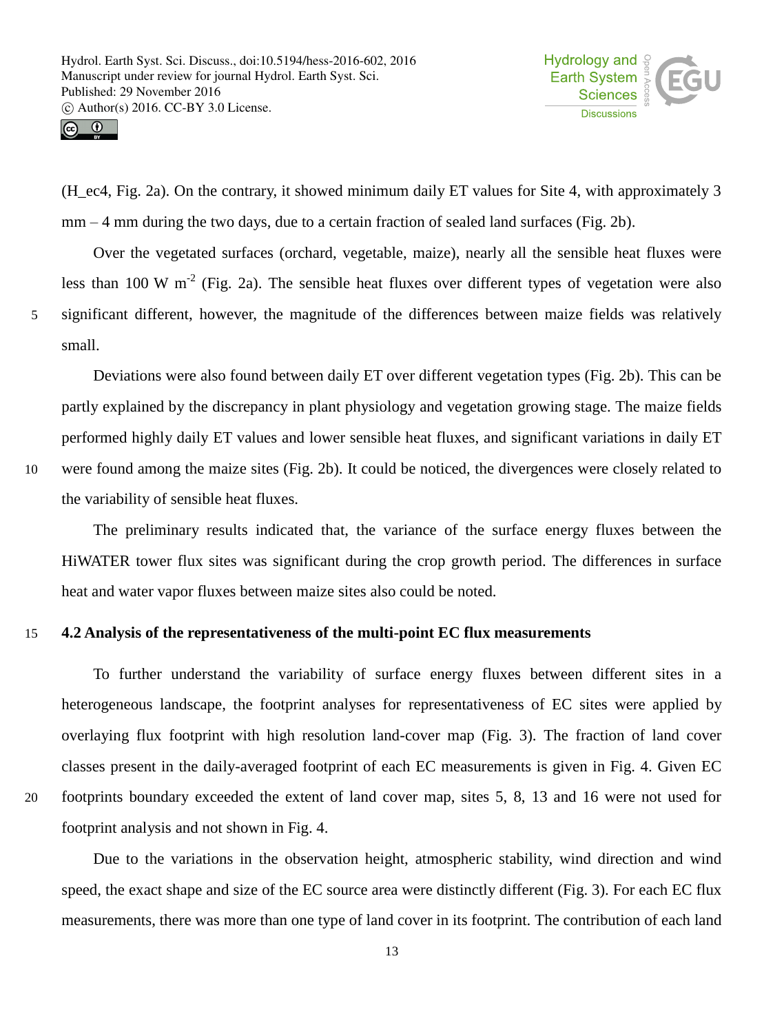(H_ec4, Fig. 2a). On the contrary, it showed minimum daily ET values for Site 4, with approximately 3 mm – 4 mm during the two days, due to a certain fraction of sealed land surfaces (Fig. 2b).

Over the vegetated surfaces (orchard, vegetable, maize), nearly all the sensible heat fluxes were less than 100 W $m^{-2}$ (Fig. 2a). The sensible heat fluxes over different types of vegetation were also significant different, however, the magnitude of the differences between maize fields was relatively small.

Deviations were also found between daily ET over different vegetation types (Fig. 2b). This can be partly explained by the discrepancy in plant physiology and vegetation growing stage. The maize fields performed highly daily ET values and lower sensible heat fluxes, and significant variations in daily ET were found among the maize sites (Fig. 2b). It could be noticed, the divergences were closely related to the variability of sensible heat fluxes.

The preliminary results indicated that, the variance of the surface energy fluxes between the HiWATER tower flux sites was significant during the crop growth period. The differences in surface heat and water vapor fluxes between maize sites also could be noted.

### 4.2 Analysis of the representativeness of the multi-point EC flux measurements

To further understand the variability of surface energy fluxes between different sites in a heterogeneous landscape, the footprint analyses for representativeness of EC sites were applied by overlaying flux footprint with high resolution land-cover map (Fig. 3). The fraction of land cover classes present in the daily-averaged footprint of each EC measurements is given in Fig. 4. Given EC footprints boundary exceeded the extent of land cover map, sites 5, 8, 13 and 16 were not used for footprint analysis and not shown in Fig. 4.

Due to the variations in the observation height, atmospheric stability, wind direction and wind speed, the exact shape and size of the EC source area were distinctly different (Fig. 3). For each EC flux measurements, there was more than one type of land cover in its footprint. The contribution of each land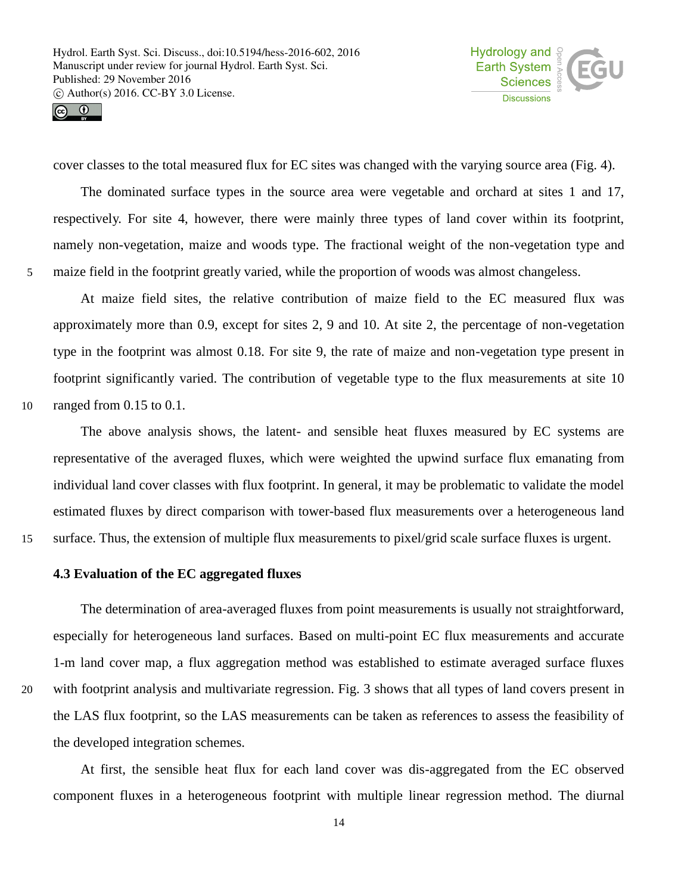cover classes to the total measured flux for EC sites was changed with the varying source area (Fig. 4).

The dominated surface types in the source area were vegetable and orchard at sites 1 and 17, respectively. For site 4, however, there were mainly three types of land cover within its footprint, namely non-vegetation, maize and woods type. The fractional weight of the non-vegetation type and maize field in the footprint greatly varied, while the proportion of woods was almost changeless.

At maize field sites, the relative contribution of maize field to the EC measured flux was approximately more than 0.9, except for sites 2, 9 and 10. At site 2, the percentage of non-vegetation type in the footprint was almost 0.18. For site 9, the rate of maize and non-vegetation type present in footprint significantly varied. The contribution of vegetable type to the flux measurements at site 10 ranged from 0.15 to 0.1.

The above analysis shows, the latent- and sensible heat fluxes measured by EC systems are representative of the averaged fluxes, which were weighted the upwind surface flux emanating from individual land cover classes with flux footprint. In general, it may be problematic to validate the model estimated fluxes by direct comparison with tower-based flux measurements over a heterogeneous land surface. Thus, the extension of multiple flux measurements to pixel/grid scale surface fluxes is urgent.

### 4.3 Evaluation of the EC aggregated fluxes

The determination of area-averaged fluxes from point measurements is usually not straightforward, especially for heterogeneous land surfaces. Based on multi-point EC flux measurements and accurate 1-m land cover map, a flux aggregation method was established to estimate averaged surface fluxes with footprint analysis and multivariate regression. Fig. 3 shows that all types of land covers present in the LAS flux footprint, so the LAS measurements can be taken as references to assess the feasibility of the developed integration schemes.

At first, the sensible heat flux for each land cover was dis-aggregated from the EC observed component fluxes in a heterogeneous footprint with multiple linear regression method. The diurnal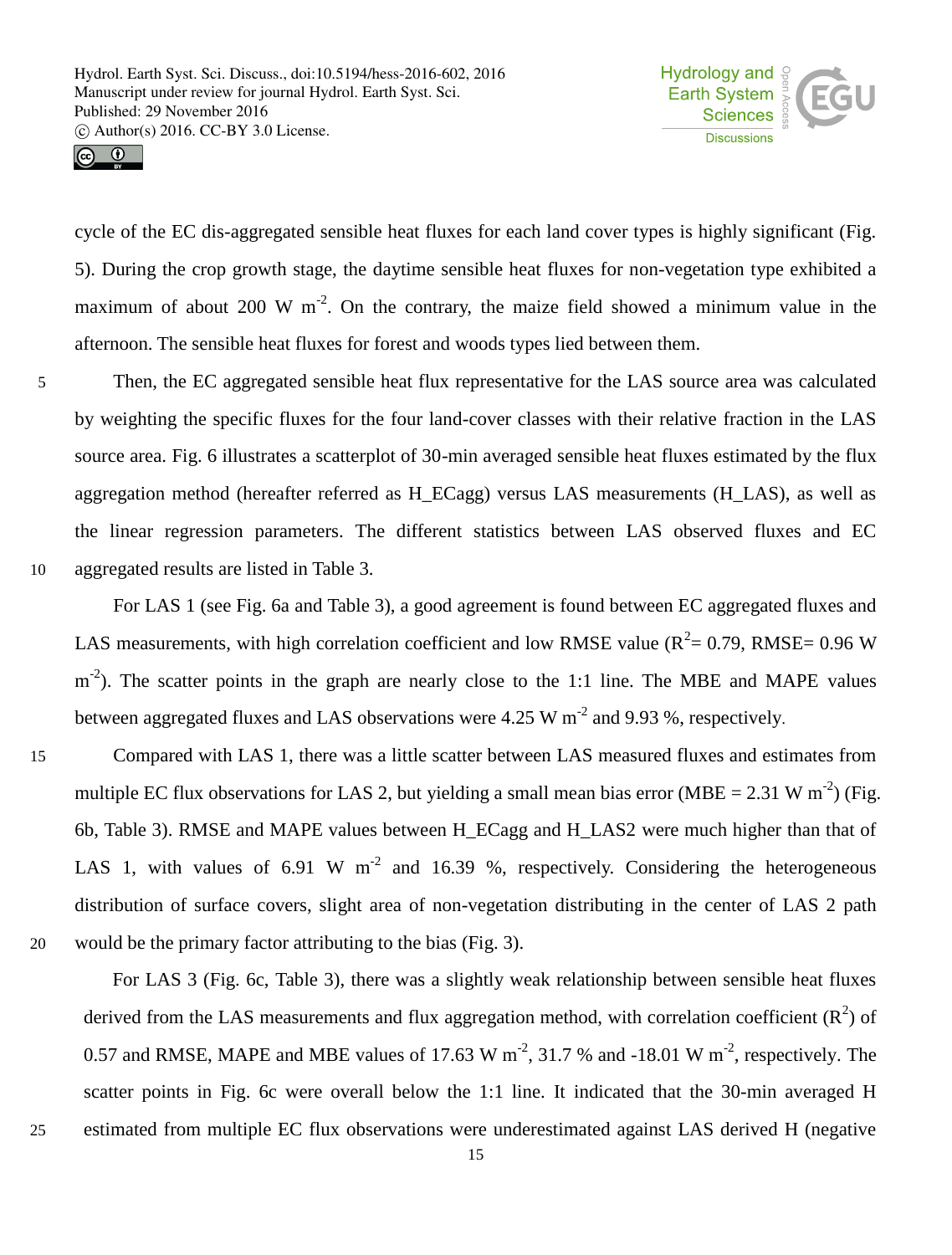cycle of the EC dis-aggregated sensible heat fluxes for each land cover types is highly significant (Fig. 5). During the crop growth stage, the daytime sensible heat fluxes for non-vegetation type exhibited a maximum of about 200 W $m^{-2}$. On the contrary, the maize field showed a minimum value in the afternoon. The sensible heat fluxes for forest and woods types lied between them.

Then, the EC aggregated sensible heat flux representative for the LAS source area was calculated by weighting the specific fluxes for the four land-cover classes with their relative fraction in the LAS source area. Fig. 6 illustrates a scatterplot of 30-min averaged sensible heat fluxes estimated by the flux aggregation method (hereafter referred as H_ECagg) versus LAS measurements (H_LAS), as well as the linear regression parameters. The different statistics between LAS observed fluxes and EC aggregated results are listed in Table 3.

For LAS 1 (see Fig. 6a and Table 3), a good agreement is found between EC aggregated fluxes and LAS measurements, with high correlation coefficient and low RMSE value ($R^2$= 0.79, RMSE= 0.96 W $m^{-2}$). The scatter points in the graph are nearly close to the 1:1 line. The MBE and MAPE values between aggregated fluxes and LAS observations were 4.25 W $m^{-2}$ and 9.93 %, respectively.

Compared with LAS 1, there was a little scatter between LAS measured fluxes and estimates from multiple EC flux observations for LAS 2, but yielding a small mean bias error (MBE = 2.31 W $m^{-2}$) (Fig. 6b, Table 3). RMSE and MAPE values between H_ECagg and H_LAS2 were much higher than that of LAS 1, with values of 6.91 W $m^{-2}$ and 16.39 %, respectively. Considering the heterogeneous distribution of surface covers, slight area of non-vegetation distributing in the center of LAS 2 path would be the primary factor attributing to the bias (Fig. 3).

For LAS 3 (Fig. 6c, Table 3), there was a slightly weak relationship between sensible heat fluxes derived from the LAS measurements and flux aggregation method, with correlation coefficient ($R^2$) of 0.57 and RMSE, MAPE and MBE values of 17.63 W $m^{-2}$, 31.7 % and -18.01 W $m^{-2}$, respectively. The scatter points in Fig. 6c were overall below the 1:1 line. It indicated that the 30-min averaged H estimated from multiple EC flux observations were underestimated against LAS derived H (negative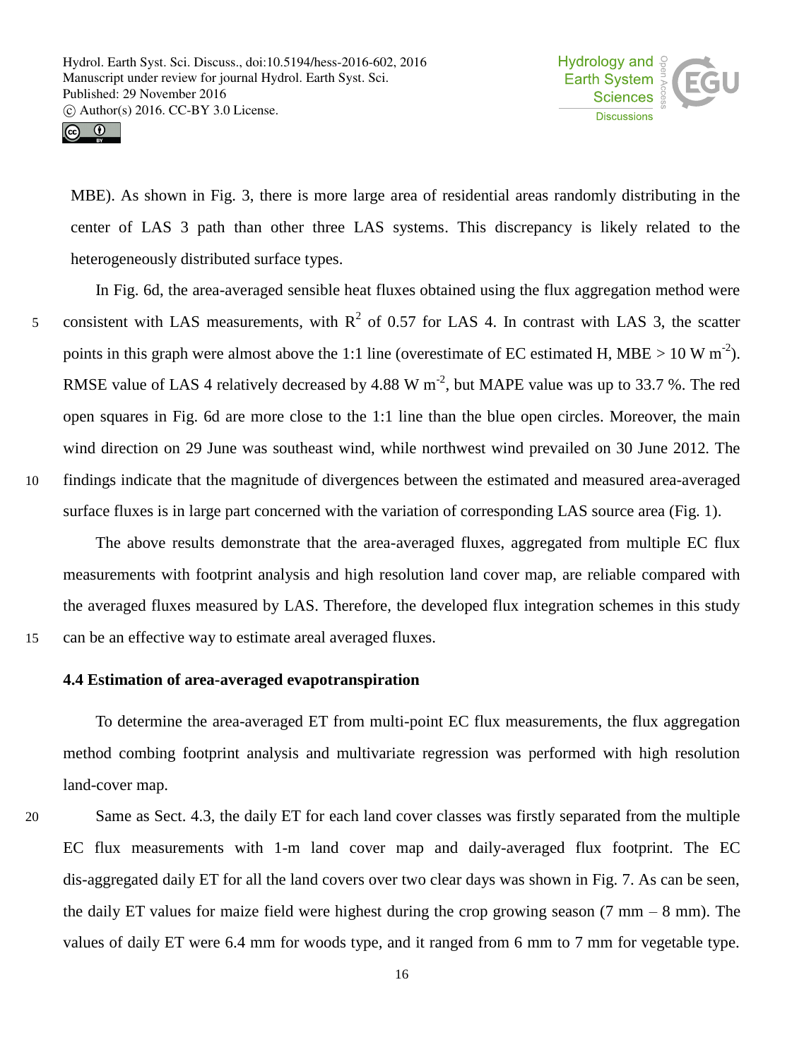MBE). As shown in Fig. 3, there is more large area of residential areas randomly distributing in the center of LAS 3 path than other three LAS systems. This discrepancy is likely related to the heterogeneously distributed surface types.

In Fig. 6d, the area-averaged sensible heat fluxes obtained using the flux aggregation method were consistent with LAS measurements, with $R^2$ of 0.57 for LAS 4. In contrast with LAS 3, the scatter points in this graph were almost above the 1:1 line (overestimate of EC estimated H, MBE > 10 W $m^{-2}$). RMSE value of LAS 4 relatively decreased by 4.88 W $m^{-2}$, but MAPE value was up to 33.7 %. The red open squares in Fig. 6d are more close to the 1:1 line than the blue open circles. Moreover, the main wind direction on 29 June was southeast wind, while northwest wind prevailed on 30 June 2012. The findings indicate that the magnitude of divergences between the estimated and measured area-averaged surface fluxes is in large part concerned with the variation of corresponding LAS source area (Fig. 1).

The above results demonstrate that the area-averaged fluxes, aggregated from multiple EC flux measurements with footprint analysis and high resolution land cover map, are reliable compared with the averaged fluxes measured by LAS. Therefore, the developed flux integration schemes in this study can be an effective way to estimate areal averaged fluxes.

### 4.4 Estimation of area-averaged evapotranspiration

To determine the area-averaged ET from multi-point EC flux measurements, the flux aggregation method combing footprint analysis and multivariate regression was performed with high resolution land-cover map.

Same as Sect. 4.3, the daily ET for each land cover classes was firstly separated from the multiple EC flux measurements with 1-m land cover map and daily-averaged flux footprint. The EC dis-aggregated daily ET for all the land covers over two clear days was shown in Fig. 7. As can be seen, the daily ET values for maize field were highest during the crop growing season (7 mm – 8 mm). The values of daily ET were 6.4 mm for woods type, and it ranged from 6 mm to 7 mm for vegetable type.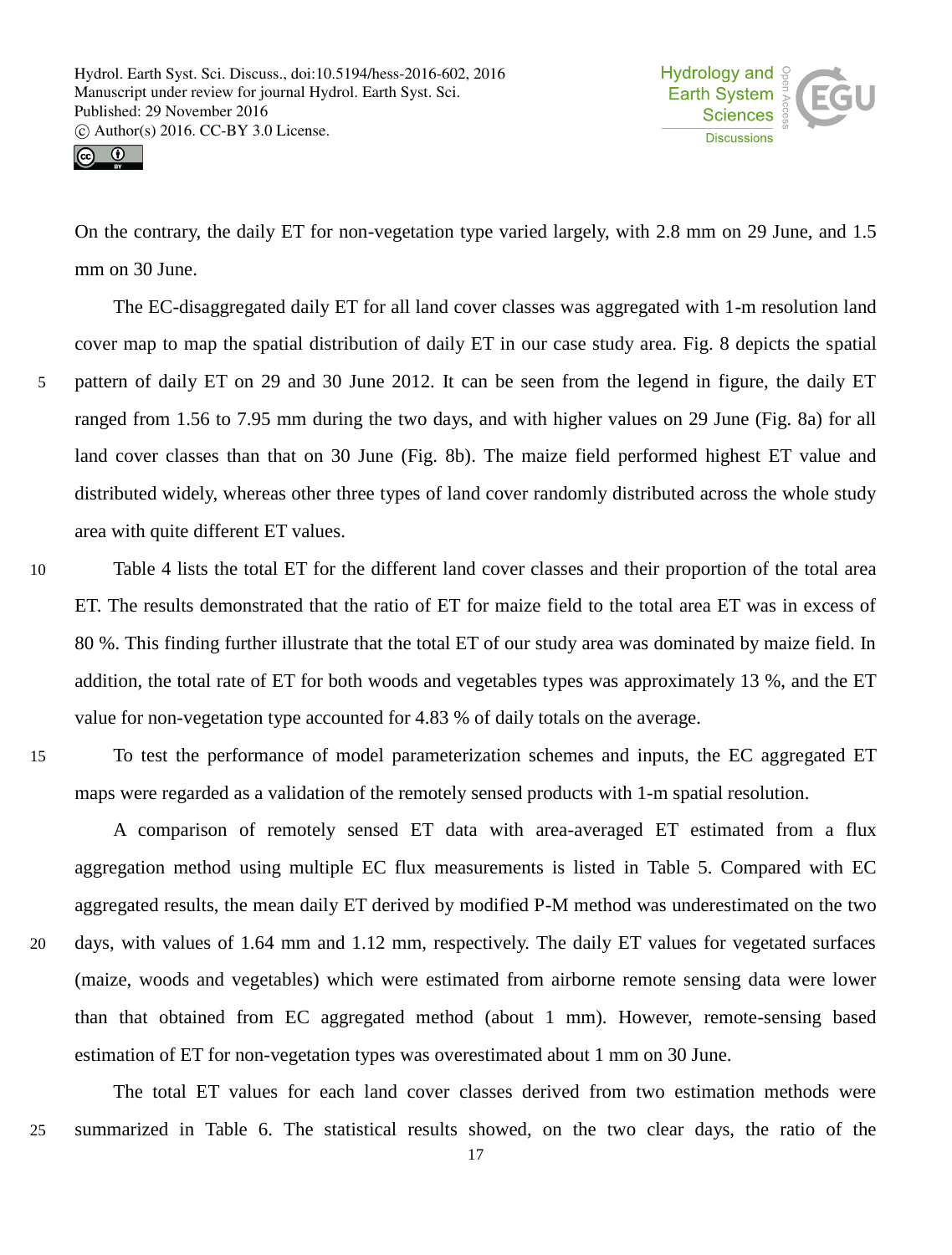On the contrary, the daily ET for non-vegetation type varied largely, with 2.8 mm on 29 June, and 1.5 mm on 30 June.

The EC-disaggregated daily ET for all land cover classes was aggregated with 1-m resolution land cover map to map the spatial distribution of daily ET in our case study area. Fig. 8 depicts the spatial pattern of daily ET on 29 and 30 June 2012. It can be seen from the legend in figure, the daily ET ranged from 1.56 to 7.95 mm during the two days, and with higher values on 29 June (Fig. 8a) for all land cover classes than that on 30 June (Fig. 8b). The maize field performed highest ET value and distributed widely, whereas other three types of land cover randomly distributed across the whole study area with quite different ET values.

Table 4 lists the total ET for the different land cover classes and their proportion of the total area ET. The results demonstrated that the ratio of ET for maize field to the total area ET was in excess of 80 %. This finding further illustrate that the total ET of our study area was dominated by maize field. In addition, the total rate of ET for both woods and vegetables types was approximately 13 %, and the ET value for non-vegetation type accounted for 4.83 % of daily totals on the average.

To test the performance of model parameterization schemes and inputs, the EC aggregated ET maps were regarded as a validation of the remotely sensed products with 1-m spatial resolution.

A comparison of remotely sensed ET data with area-averaged ET estimated from a flux aggregation method using multiple EC flux measurements is listed in Table 5. Compared with EC aggregated results, the mean daily ET derived by modified P-M method was underestimated on the two days, with values of 1.64 mm and 1.12 mm, respectively. The daily ET values for vegetated surfaces (maize, woods and vegetables) which were estimated from airborne remote sensing data were lower than that obtained from EC aggregated method (about 1 mm). However, remote-sensing based estimation of ET for non-vegetation types was overestimated about 1 mm on 30 June.

The total ET values for each land cover classes derived from two estimation methods were summarized in Table 6. The statistical results showed, on the two clear days, the ratio of the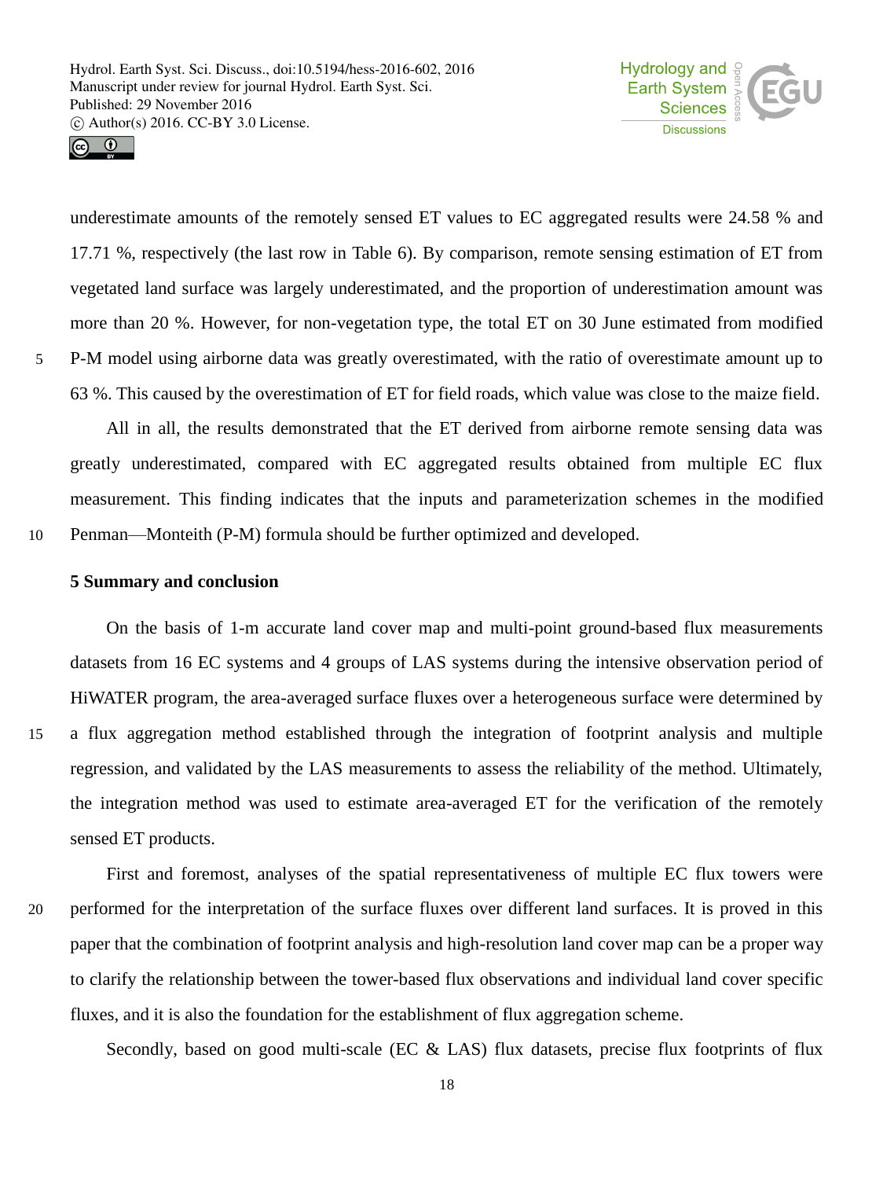underestimate amounts of the remotely sensed ET values to EC aggregated results were 24.58 % and 17.71 %, respectively (the last row in Table 6). By comparison, remote sensing estimation of ET from vegetated land surface was largely underestimated, and the proportion of underestimation amount was more than 20 %. However, for non-vegetation type, the total ET on 30 June estimated from modified P-M model using airborne data was greatly overestimated, with the ratio of overestimate amount up to 63 %. This caused by the overestimation of ET for field roads, which value was close to the maize field.

All in all, the results demonstrated that the ET derived from airborne remote sensing data was greatly underestimated, compared with EC aggregated results obtained from multiple EC flux measurement. This finding indicates that the inputs and parameterization schemes in the modified Penman—Monteith (P-M) formula should be further optimized and developed.

## 5 Summary and conclusion

On the basis of 1-m accurate land cover map and multi-point ground-based flux measurements datasets from 16 EC systems and 4 groups of LAS systems during the intensive observation period of HiWATER program, the area-averaged surface fluxes over a heterogeneous surface were determined by a flux aggregation method established through the integration of footprint analysis and multiple regression, and validated by the LAS measurements to assess the reliability of the method. Ultimately, the integration method was used to estimate area-averaged ET for the verification of the remotely sensed ET products.

First and foremost, analyses of the spatial representativeness of multiple EC flux towers were performed for the interpretation of the surface fluxes over different land surfaces. It is proved in this paper that the combination of footprint analysis and high-resolution land cover map can be a proper way to clarify the relationship between the tower-based flux observations and individual land cover specific fluxes, and it is also the foundation for the establishment of flux aggregation scheme.

Secondly, based on good multi-scale (EC & LAS) flux datasets, precise flux footprints of flux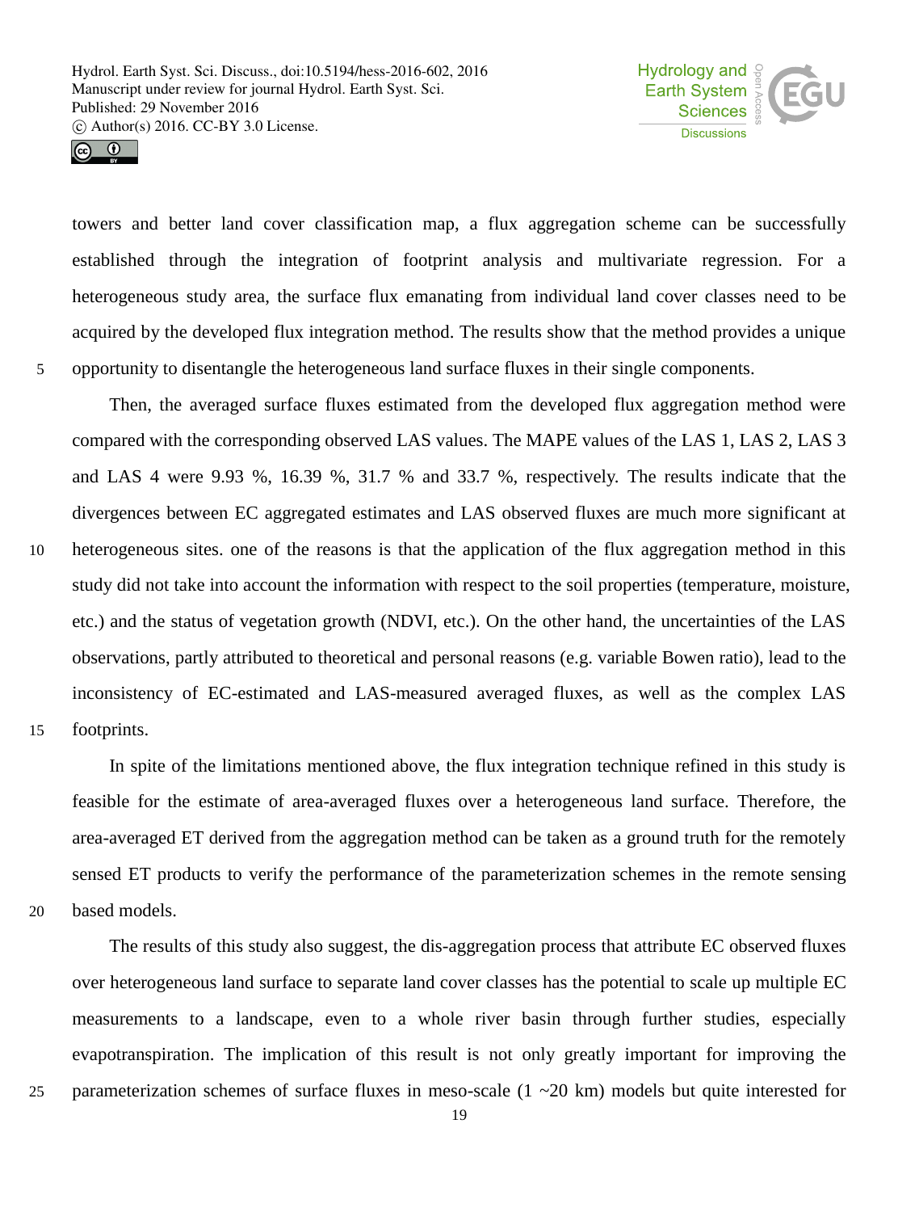towers and better land cover classification map, a flux aggregation scheme can be successfully established through the integration of footprint analysis and multivariate regression. For a heterogeneous study area, the surface flux emanating from individual land cover classes need to be acquired by the developed flux integration method. The results show that the method provides a unique opportunity to disentangle the heterogeneous land surface fluxes in their single components.

Then, the averaged surface fluxes estimated from the developed flux aggregation method were compared with the corresponding observed LAS values. The MAPE values of the LAS 1, LAS 2, LAS 3 and LAS 4 were 9.93 %, 16.39 %, 31.7 % and 33.7 %, respectively. The results indicate that the divergences between EC aggregated estimates and LAS observed fluxes are much more significant at heterogeneous sites. one of the reasons is that the application of the flux aggregation method in this study did not take into account the information with respect to the soil properties (temperature, moisture, etc.) and the status of vegetation growth (NDVI, etc.). On the other hand, the uncertainties of the LAS observations, partly attributed to theoretical and personal reasons (e.g. variable Bowen ratio), lead to the inconsistency of EC-estimated and LAS-measured averaged fluxes, as well as the complex LAS footprints.

In spite of the limitations mentioned above, the flux integration technique refined in this study is feasible for the estimate of area-averaged fluxes over a heterogeneous land surface. Therefore, the area-averaged ET derived from the aggregation method can be taken as a ground truth for the remotely sensed ET products to verify the performance of the parameterization schemes in the remote sensing based models.

The results of this study also suggest, the dis-aggregation process that attribute EC observed fluxes over heterogeneous land surface to separate land cover classes has the potential to scale up multiple EC measurements to a landscape, even to a whole river basin through further studies, especially evapotranspiration. The implication of this result is not only greatly important for improving the parameterization schemes of surface fluxes in meso-scale (1 ~20 km) models but quite interested for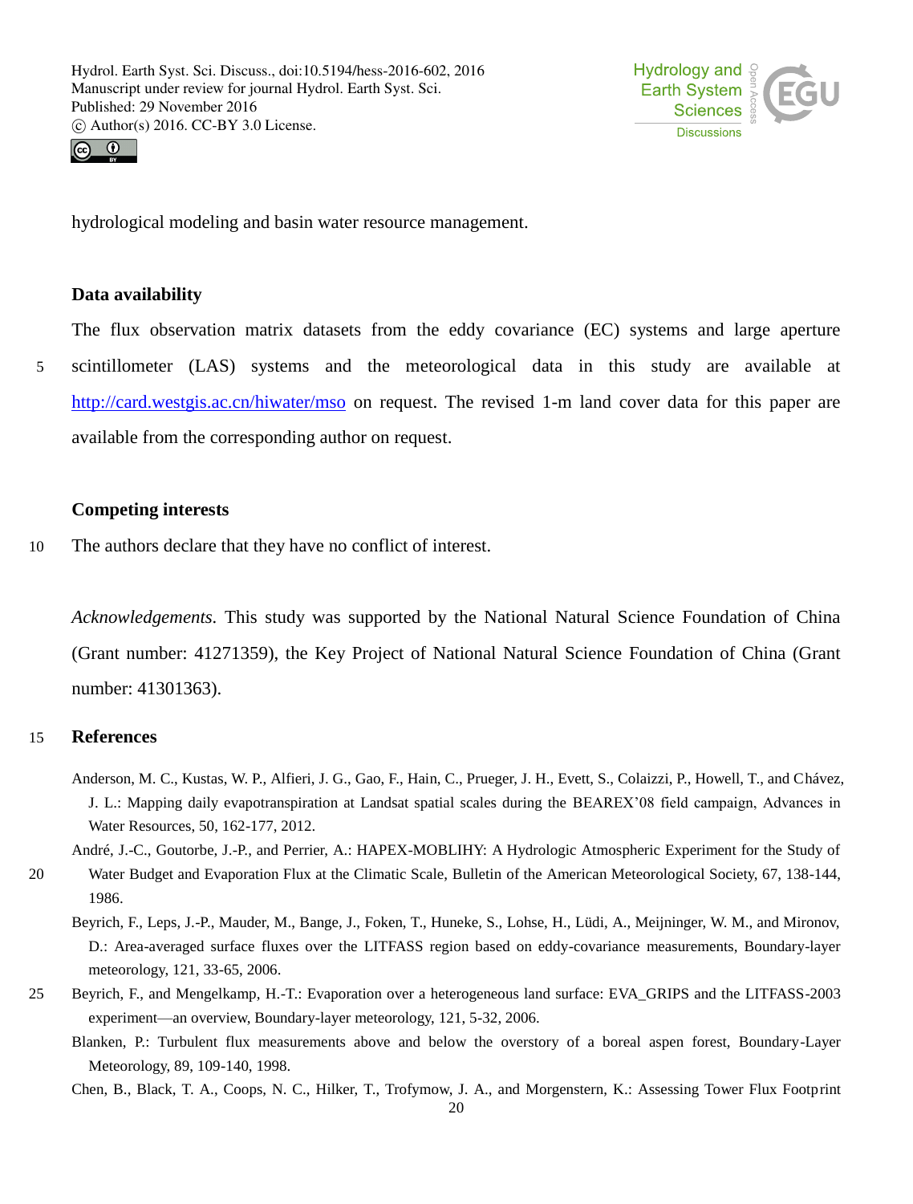hydrological modeling and basin water resource management.

## Data availability

The flux observation matrix datasets from the eddy covariance (EC) systems and large aperture scintillometer (LAS) systems and the meteorological data in this study are available at http://card.westgis.ac.cn/hiwater/mso on request. The revised 1-m land cover data for this paper are available from the corresponding author on request.

## Competing interests

The authors declare that they have no conflict of interest.

*Acknowledgements.* This study was supported by the National Natural Science Foundation of China (Grant number: 41271359), the Key Project of National Natural Science Foundation of China (Grant number: 41301363).

## References

Anderson, M. C., Kustas, W. P., Alfieri, J. G., Gao, F., Hain, C., Prueger, J. H., Evett, S., Colaizzi, P., Howell, T., and Chávez, J. L.: Mapping daily evapotranspiration at Landsat spatial scales during the BEAREX'08 field campaign, Advances in Water Resources, 50, 162-177, 2012.

André, J.-C., Goutorbe, J.-P., and Perrier, A.: HAPEX-MOBLIHY: A Hydrologic Atmospheric Experiment for the Study of Water Budget and Evaporation Flux at the Climatic Scale, Bulletin of the American Meteorological Society, 67, 138-144, 1986.

Beyrich, F., Leps, J.-P., Mauder, M., Bange, J., Foken, T., Huneke, S., Lohse, H., Lüdi, A., Meijninger, W. M., and Mironov, D.: Area-averaged surface fluxes over the LITFASS region based on eddy-covariance measurements, Boundary-layer meteorology, 121, 33-65, 2006.

Beyrich, F., and Mengelkamp, H.-T.: Evaporation over a heterogeneous land surface: EVA_GRIPS and the LITFASS-2003 experiment—an overview, Boundary-layer meteorology, 121, 5-32, 2006.

Blanken, P.: Turbulent flux measurements above and below the overstory of a boreal aspen forest, Boundary-Layer Meteorology, 89, 109-140, 1998.

Chen, B., Black, T. A., Coops, N. C., Hilker, T., Trofymow, J. A., and Morgenstern, K.: Assessing Tower Flux Footprint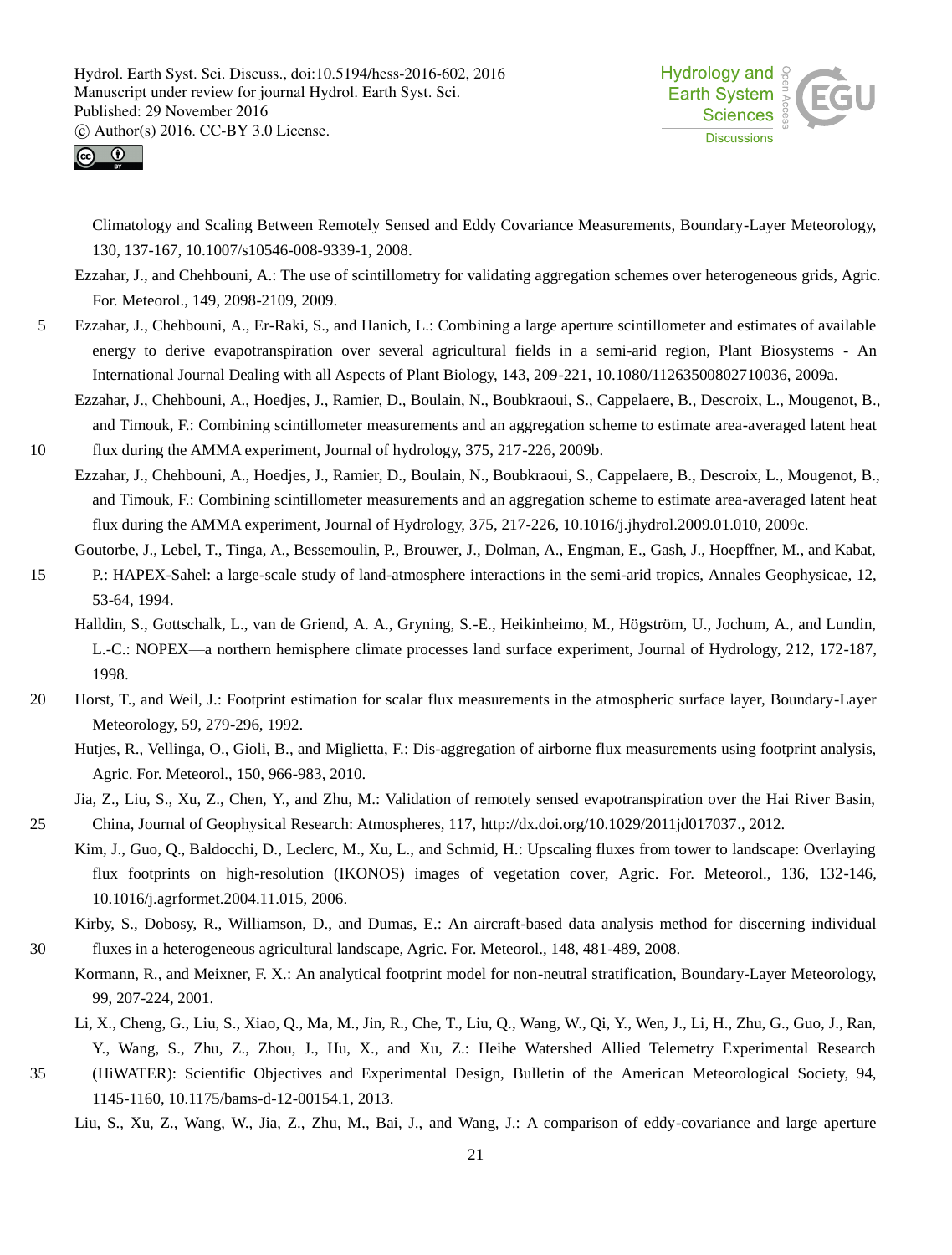Climatology and Scaling Between Remotely Sensed and Eddy Covariance Measurements, Boundary-Layer Meteorology, 130, 137-167, 10.1007/s10546-008-9339-1, 2008.

Ezzahar, J., and Chehbouni, A.: The use of scintillometry for validating aggregation schemes over heterogeneous grids, Agric. For. Meteorol., 149, 2098-2109, 2009.

Ezzahar, J., Chehbouni, A., Er-Raki, S., and Hanich, L.: Combining a large aperture scintillometer and estimates of available energy to derive evapotranspiration over several agricultural fields in a semi-arid region, Plant Biosystems - An International Journal Dealing with all Aspects of Plant Biology, 143, 209-221, 10.1080/11263500802710036, 2009a.

Ezzahar, J., Chehbouni, A., Hoedjes, J., Ramier, D., Boulain, N., Boubkraoui, S., Cappelaere, B., Descroix, L., Mougenot, B., and Timouk, F.: Combining scintillometer measurements and an aggregation scheme to estimate area-averaged latent heat flux during the AMMA experiment, Journal of hydrology, 375, 217-226, 2009b.

Ezzahar, J., Chehbouni, A., Hoedjes, J., Ramier, D., Boulain, N., Boubkraoui, S., Cappelaere, B., Descroix, L., Mougenot, B., and Timouk, F.: Combining scintillometer measurements and an aggregation scheme to estimate area-averaged latent heat flux during the AMMA experiment, Journal of Hydrology, 375, 217-226, 10.1016/j.jhydrol.2009.01.010, 2009c.

Goutorbe, J., Lebel, T., Tinga, A., Bessemoulin, P., Brouwer, J., Dolman, A., Engman, E., Gash, J., Hoepffner, M., and Kabat, P.: HAPEX-Sahel: a large-scale study of land-atmosphere interactions in the semi-arid tropics, Annales Geophysicae, 12, 53-64, 1994.

Halldin, S., Gottschalk, L., van de Griend, A. A., Gryning, S.-E., Heikinheimo, M., Högström, U., Jochum, A., and Lundin, L.-C.: NOPEX—a northern hemisphere climate processes land surface experiment, Journal of Hydrology, 212, 172-187, 1998.

Horst, T., and Weil, J.: Footprint estimation for scalar flux measurements in the atmospheric surface layer, Boundary-Layer Meteorology, 59, 279-296, 1992.

Hutjes, R., Vellinga, O., Gioli, B., and Miglietta, F.: Dis-aggregation of airborne flux measurements using footprint analysis, Agric. For. Meteorol., 150, 966-983, 2010.

Jia, Z., Liu, S., Xu, Z., Chen, Y., and Zhu, M.: Validation of remotely sensed evapotranspiration over the Hai River Basin, China, Journal of Geophysical Research: Atmospheres, 117, http://dx.doi.org/10.1029/2011jd017037., 2012.

Kim, J., Guo, Q., Baldocchi, D., Leclerc, M., Xu, L., and Schmid, H.: Upscaling fluxes from tower to landscape: Overlaying flux footprints on high-resolution (IKONOS) images of vegetation cover, Agric. For. Meteorol., 136, 132-146, 10.1016/j.agrformet.2004.11.015, 2006.

Kirby, S., Dobosy, R., Williamson, D., and Dumas, E.: An aircraft-based data analysis method for discerning individual fluxes in a heterogeneous agricultural landscape, Agric. For. Meteorol., 148, 481-489, 2008.

Kormann, R., and Meixner, F. X.: An analytical footprint model for non-neutral stratification, Boundary-Layer Meteorology, 99, 207-224, 2001.

Li, X., Cheng, G., Liu, S., Xiao, Q., Ma, M., Jin, R., Che, T., Liu, Q., Wang, W., Qi, Y., Wen, J., Li, H., Zhu, G., Guo, J., Ran, Y., Wang, S., Zhu, Z., Zhou, J., Hu, X., and Xu, Z.: Heihe Watershed Allied Telemetry Experimental Research (HiWATER): Scientific Objectives and Experimental Design, Bulletin of the American Meteorological Society, 94, 1145-1160, 10.1175/bams-d-12-00154.1, 2013.

Liu, S., Xu, Z., Wang, W., Jia, Z., Zhu, M., Bai, J., and Wang, J.: A comparison of eddy-covariance and large aperture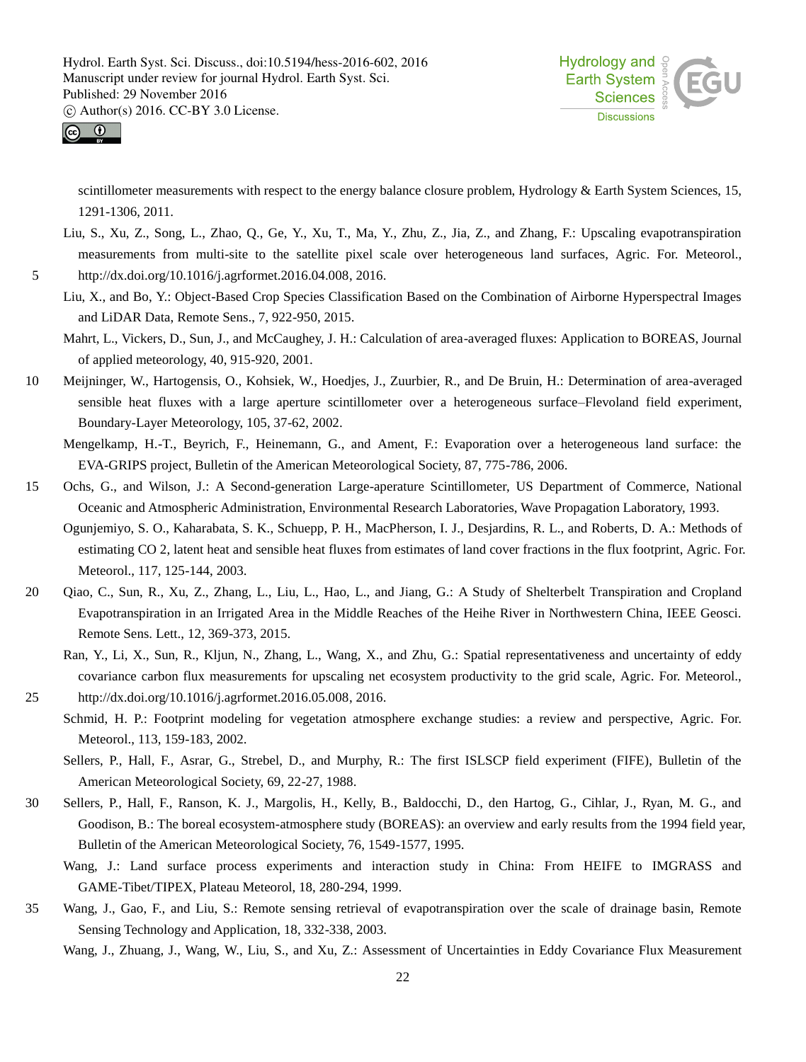scintillometer measurements with respect to the energy balance closure problem, Hydrology & Earth System Sciences, 15, 1291-1306, 2011.

Liu, S., Xu, Z., Song, L., Zhao, Q., Ge, Y., Xu, T., Ma, Y., Zhu, Z., Jia, Z., and Zhang, F.: Upscaling evapotranspiration measurements from multi-site to the satellite pixel scale over heterogeneous land surfaces, Agric. For. Meteorol., http://dx.doi.org/10.1016/j.agrformet.2016.04.008, 2016.

Liu, X., and Bo, Y.: Object-Based Crop Species Classification Based on the Combination of Airborne Hyperspectral Images and LiDAR Data, Remote Sens., 7, 922-950, 2015.

Mahrt, L., Vickers, D., Sun, J., and McCaughey, J. H.: Calculation of area-averaged fluxes: Application to BOREAS, Journal of applied meteorology, 40, 915-920, 2001.

Meijninger, W., Hartogensis, O., Kohsiek, W., Hoedjes, J., Zuurbier, R., and De Bruin, H.: Determination of area-averaged sensible heat fluxes with a large aperture scintillometer over a heterogeneous surface–Flevoland field experiment, Boundary-Layer Meteorology, 105, 37-62, 2002.

Mengelkamp, H.-T., Beyrich, F., Heinemann, G., and Ament, F.: Evaporation over a heterogeneous land surface: the EVA-GRIPS project, Bulletin of the American Meteorological Society, 87, 775-786, 2006.

Ochs, G., and Wilson, J.: A Second-generation Large-aperature Scintillometer, US Department of Commerce, National Oceanic and Atmospheric Administration, Environmental Research Laboratories, Wave Propagation Laboratory, 1993.

Ogunjemiyo, S. O., Kaharabata, S. K., Schuepp, P. H., MacPherson, I. J., Desjardins, R. L., and Roberts, D. A.: Methods of estimating CO 2, latent heat and sensible heat fluxes from estimates of land cover fractions in the flux footprint, Agric. For. Meteorol., 117, 125-144, 2003.

Qiao, C., Sun, R., Xu, Z., Zhang, L., Liu, L., Hao, L., and Jiang, G.: A Study of Shelterbelt Transpiration and Cropland Evapotranspiration in an Irrigated Area in the Middle Reaches of the Heihe River in Northwestern China, IEEE Geosci. Remote Sens. Lett., 12, 369-373, 2015.

Ran, Y., Li, X., Sun, R., Kljun, N., Zhang, L., Wang, X., and Zhu, G.: Spatial representativeness and uncertainty of eddy covariance carbon flux measurements for upscaling net ecosystem productivity to the grid scale, Agric. For. Meteorol., http://dx.doi.org/10.1016/j.agrformet.2016.05.008, 2016.

Schmid, H. P.: Footprint modeling for vegetation atmosphere exchange studies: a review and perspective, Agric. For. Meteorol., 113, 159-183, 2002.

Sellers, P., Hall, F., Asrar, G., Strebel, D., and Murphy, R.: The first ISLSCP field experiment (FIFE), Bulletin of the American Meteorological Society, 69, 22-27, 1988.

Sellers, P., Hall, F., Ranson, K. J., Margolis, H., Kelly, B., Baldocchi, D., den Hartog, G., Cihlar, J., Ryan, M. G., and Goodison, B.: The boreal ecosystem-atmosphere study (BOREAS): an overview and early results from the 1994 field year, Bulletin of the American Meteorological Society, 76, 1549-1577, 1995.

Wang, J.: Land surface process experiments and interaction study in China: From HEIFE to IMGRASS and GAME-Tibet/TIPEX, Plateau Meteorol, 18, 280-294, 1999.

Wang, J., Gao, F., and Liu, S.: Remote sensing retrieval of evapotranspiration over the scale of drainage basin, Remote Sensing Technology and Application, 18, 332-338, 2003.

Wang, J., Zhuang, J., Wang, W., Liu, S., and Xu, Z.: Assessment of Uncertainties in Eddy Covariance Flux Measurement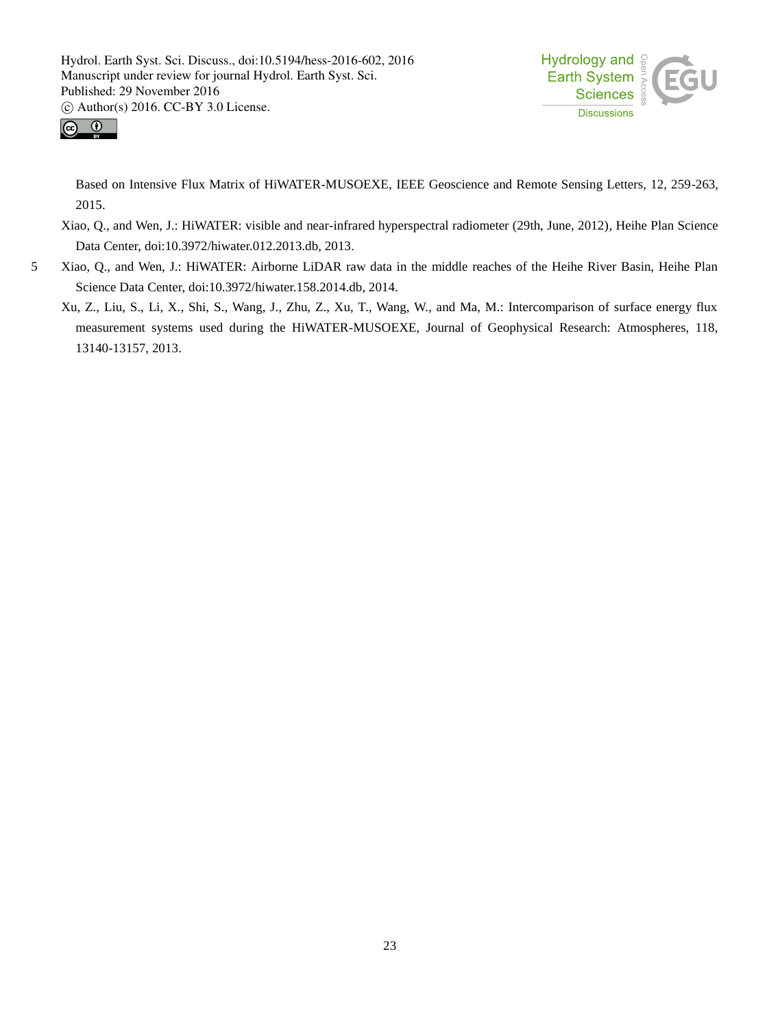Based on Intensive Flux Matrix of HiWATER-MUSOEXE, IEEE Geoscience and Remote Sensing Letters, 12, 259-263, 2015.

Xiao, Q., and Wen, J.: HiWATER: visible and near-infrared hyperspectral radiometer (29th, June, 2012), Heihe Plan Science Data Center, doi:10.3972/hiwater.012.2013.db, 2013.

Xiao, Q., and Wen, J.: HiWATER: Airborne LiDAR raw data in the middle reaches of the Heihe River Basin, Heihe Plan Science Data Center, doi:10.3972/hiwater.158.2014.db, 2014.

Xu, Z., Liu, S., Li, X., Shi, S., Wang, J., Zhu, Z., Xu, T., Wang, W., and Ma, M.: Intercomparison of surface energy flux measurement systems used during the HiWATER-MUSOEXE, Journal of Geophysical Research: Atmospheres, 118, 13140-13157, 2013.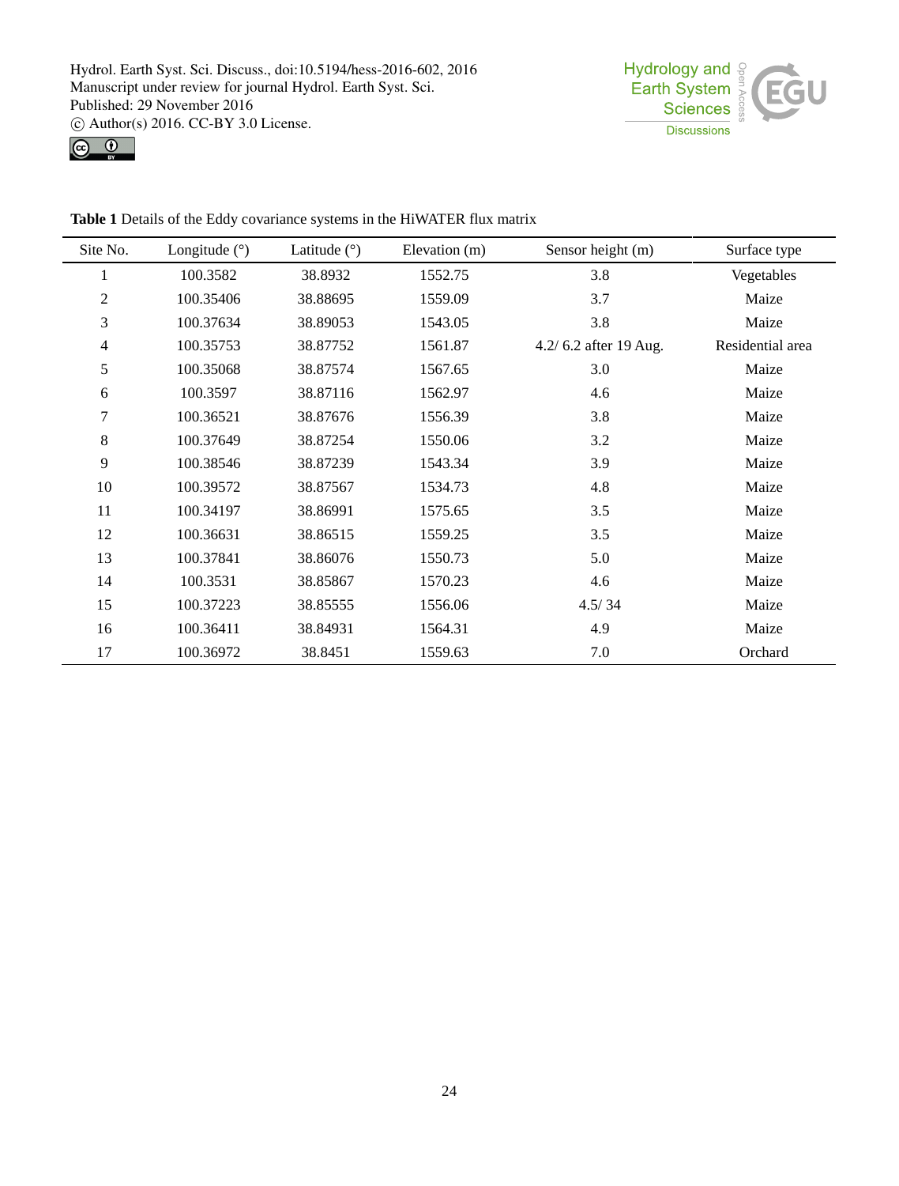**Table 1** Details of the Eddy covariance systems in the HiWATER flux matrix

| Site No. | Longitude (°) | Latitude (°) | Elevation (m) | Sensor height (m) | Surface type |
|---|---|---|---|---|---|
| 1 | 100.3582 | 38.8932 | 1552.75 | 3.8 | Vegetables |
| 2 | 100.35406 | 38.88695 | 1559.09 | 3.7 | Maize |
| 3 | 100.37634 | 38.89053 | 1543.05 | 3.8 | Maize |
| 4 | 100.35753 | 38.87752 | 1561.87 | 4.2/ 6.2 after 19 Aug. | Residential area |
| 5 | 100.35068 | 38.87574 | 1567.65 | 3.0 | Maize |
| 6 | 100.3597 | 38.87116 | 1562.97 | 4.6 | Maize |
| 7 | 100.36521 | 38.87676 | 1556.39 | 3.8 | Maize |
| 8 | 100.37649 | 38.87254 | 1550.06 | 3.2 | Maize |
| 9 | 100.38546 | 38.87239 | 1543.34 | 3.9 | Maize |
| 10 | 100.39572 | 38.87567 | 1534.73 | 4.8 | Maize |
| 11 | 100.34197 | 38.86991 | 1575.65 | 3.5 | Maize |
| 12 | 100.36631 | 38.86515 | 1559.25 | 3.5 | Maize |
| 13 | 100.37841 | 38.86076 | 1550.73 | 5.0 | Maize |
| 14 | 100.3531 | 38.85867 | 1570.23 | 4.6 | Maize |
| 15 | 100.37223 | 38.85555 | 1556.06 | 4.5/ 34 | Maize |
| 16 | 100.36411 | 38.84931 | 1564.31 | 4.9 | Maize |
| 17 | 100.36972 | 38.8451 | 1559.63 | 7.0 | Orchard |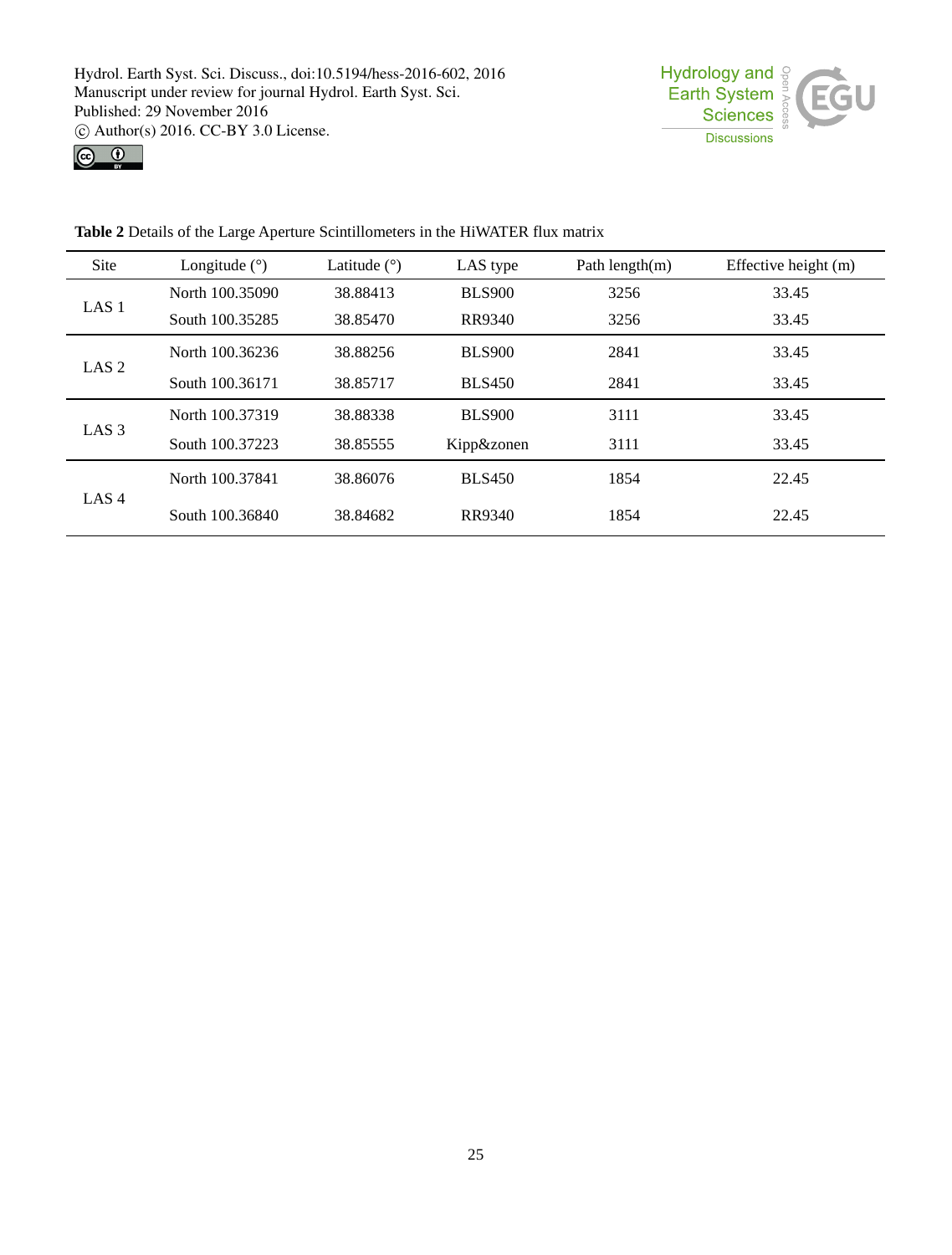**Table 2** Details of the Large Aperture Scintillometers in the HiWATER flux matrix

| Site | Longitude (°) | Latitude (°) | LAS type | Path length(m) | Effective height (m) |
|---|---|---|---|---|---|
| LAS 1 | North 100.35090 | 38.88413 | BLS900 | 3256 | 33.45 |
| | South 100.35285 | 38.85470 | RR9340 | 3256 | 33.45 |
| LAS 2 | North 100.36236 | 38.88256 | BLS900 | 2841 | 33.45 |
| | South 100.36171 | 38.85717 | BLS450 | 2841 | 33.45 |
| LAS 3 | North 100.37319 | 38.88338 | BLS900 | 3111 | 33.45 |
| | South 100.37223 | 38.85555 | Kipp&zonen | 3111 | 33.45 |
| LAS 4 | North 100.37841 | 38.86076 | BLS450 | 1854 | 22.45 |
| | South 100.36840 | 38.84682 | RR9340 | 1854 | 22.45 |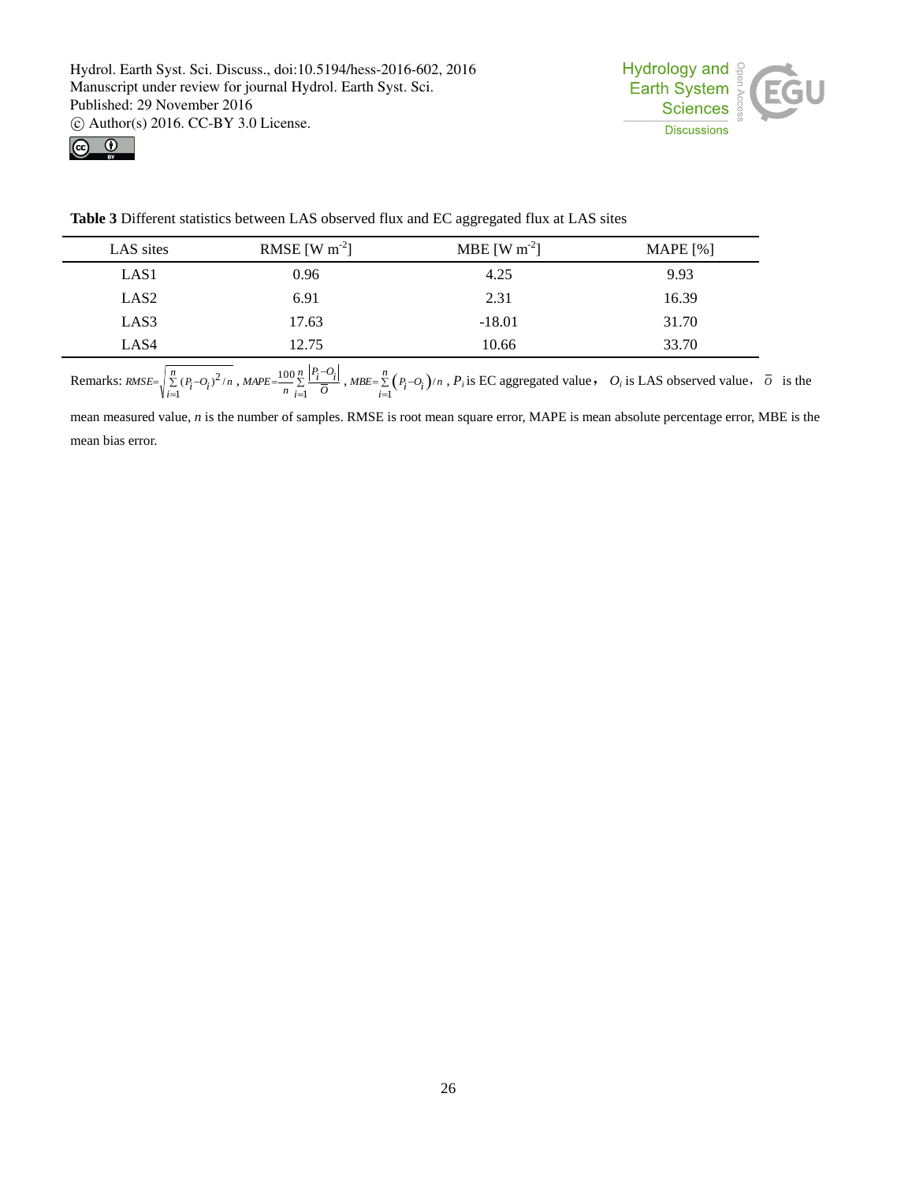**Table 3** Different statistics between LAS observed flux and EC aggregated flux at LAS sites

| LAS sites | RMSE [W m$^{-2}$] | MBE [W m$^{-2}$] | MAPE [%] |
|---|---|---|---|
| LAS1 | 0.96 | 4.25 | 9.93 |
| LAS2 | 6.91 | 2.31 | 16.39 |
| LAS3 | 17.63 | -18.01 | 31.70 |
| LAS4 | 12.75 | 10.66 | 33.70 |

Remarks: $RMSE=\sqrt{\sum_{i=1}^{n}(P_i-O_i)^2/n}$ , $MAPE=\frac{100}{n}\sum_{i=1}^{n}\frac{|P_i-O_i|}{\bar{O}}$ , $MBE=\sum_{i=1}^{n}(P_i-O_i)/n$ , $P_i$ is EC aggregated value， $O_i$ is LAS observed value， $\bar{O}$ is the mean measured value, $n$ is the number of samples. RMSE is root mean square error, MAPE is mean absolute percentage error, MBE is the mean bias error.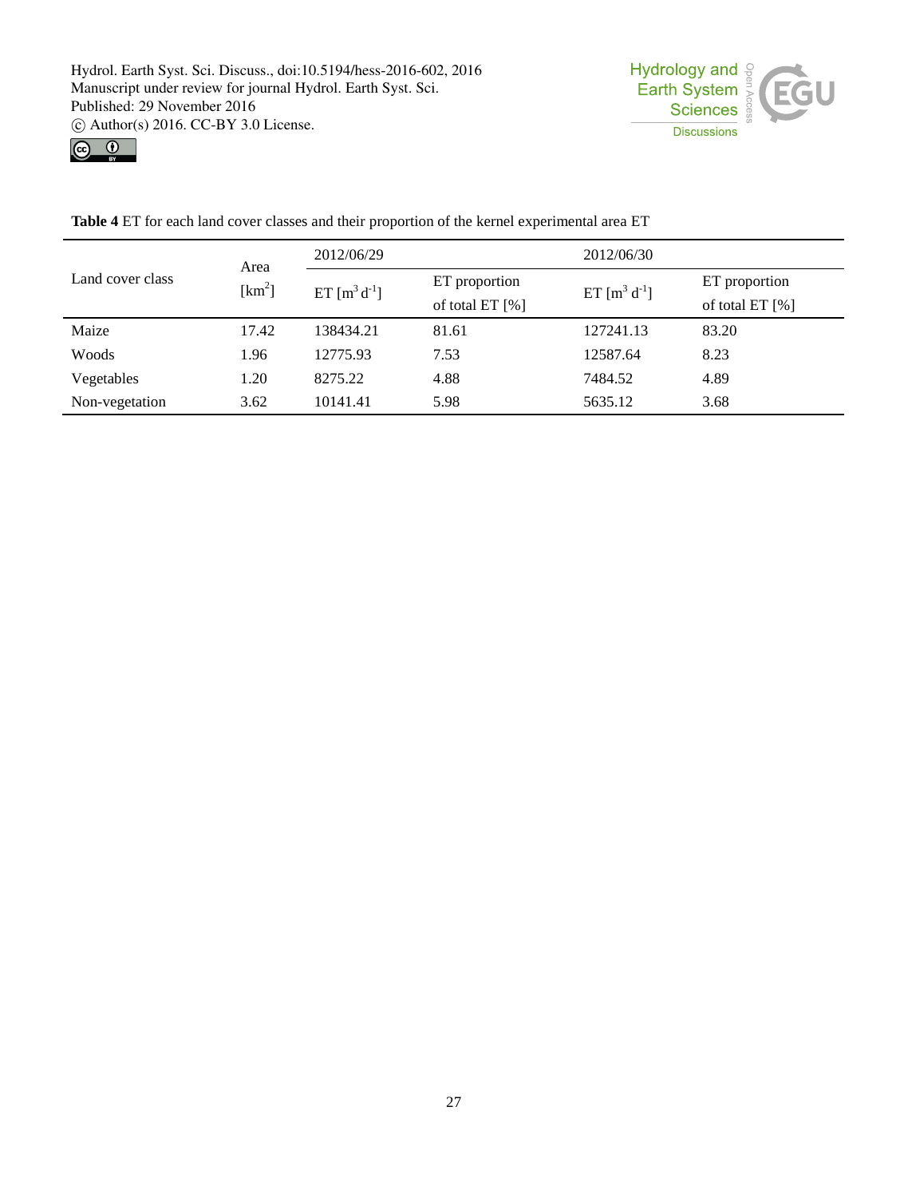**Table 4** ET for each land cover classes and their proportion of the kernel experimental area ET

| Land cover class | Area [km$^2$] | 2012/06/29 | | 2012/06/30 | |
|---|---|---|---|---|---|
| | | ET [m$^3$ d$^{-1}$] | ET proportion of total ET [%] | ET [m$^3$ d$^{-1}$] | ET proportion of total ET [%] |
| Maize | 17.42 | 138434.21 | 81.61 | 127241.13 | 83.20 |
| Woods | 1.96 | 12775.93 | 7.53 | 12587.64 | 8.23 |
| Vegetables | 1.20 | 8275.22 | 4.88 | 7484.52 | 4.89 |
| Non-vegetation | 3.62 | 10141.41 | 5.98 | 5635.12 | 3.68 |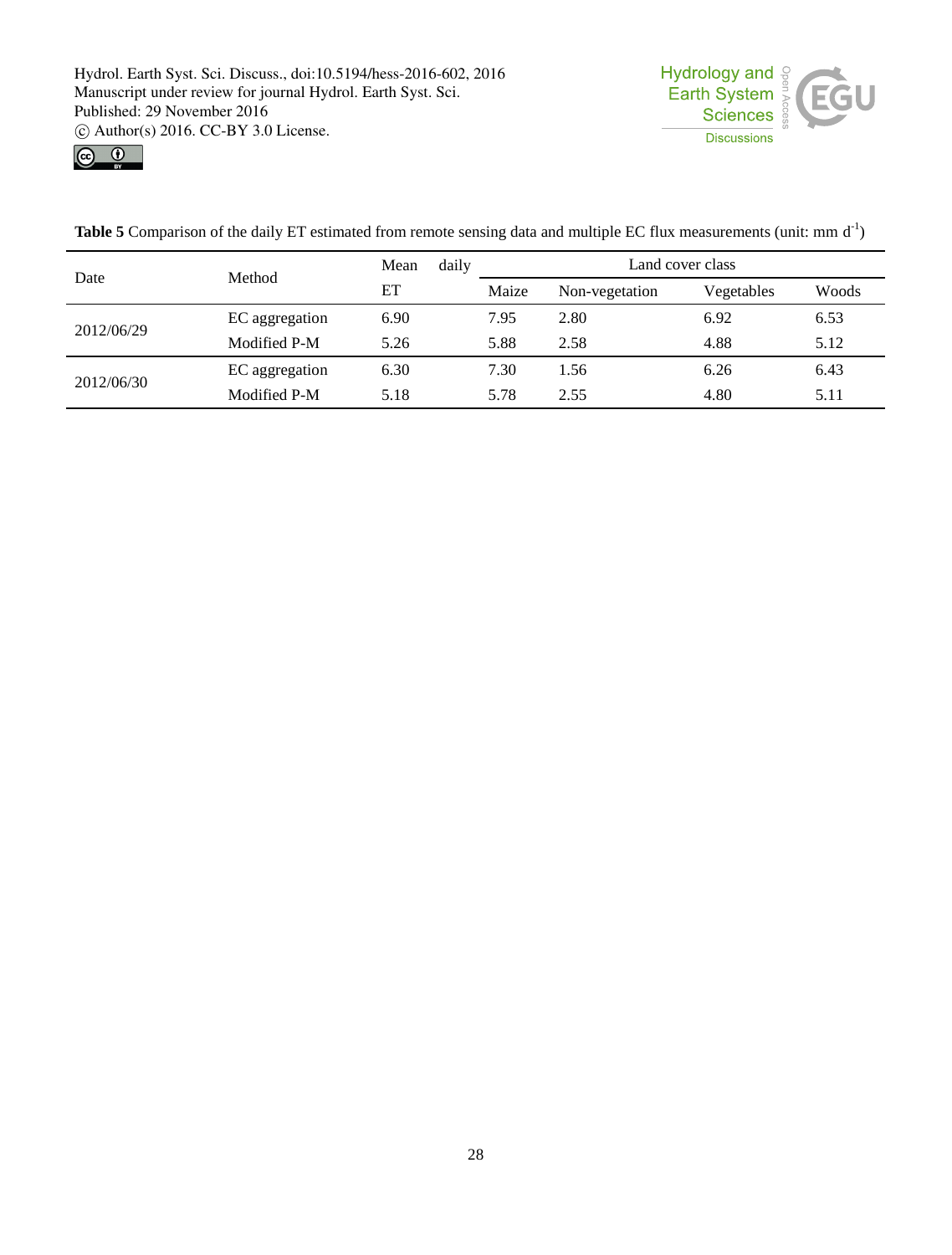**Table 5** Comparison of the daily ET estimated from remote sensing data and multiple EC flux measurements (unit: mm d$^{-1}$)

| Date | Method | Mean daily ET | Land cover class | | | |
|---|---|---|---|---|---|---|
| | | | Maize | Non-vegetation | Vegetables | Woods |
| 2012/06/29 | EC aggregation | 6.90 | 7.95 | 2.80 | 6.92 | 6.53 |
| | Modified P-M | 5.26 | 5.88 | 2.58 | 4.88 | 5.12 |
| 2012/06/30 | EC aggregation | 6.30 | 7.30 | 1.56 | 6.26 | 6.43 |
| | Modified P-M | 5.18 | 5.78 | 2.55 | 4.80 | 5.11 |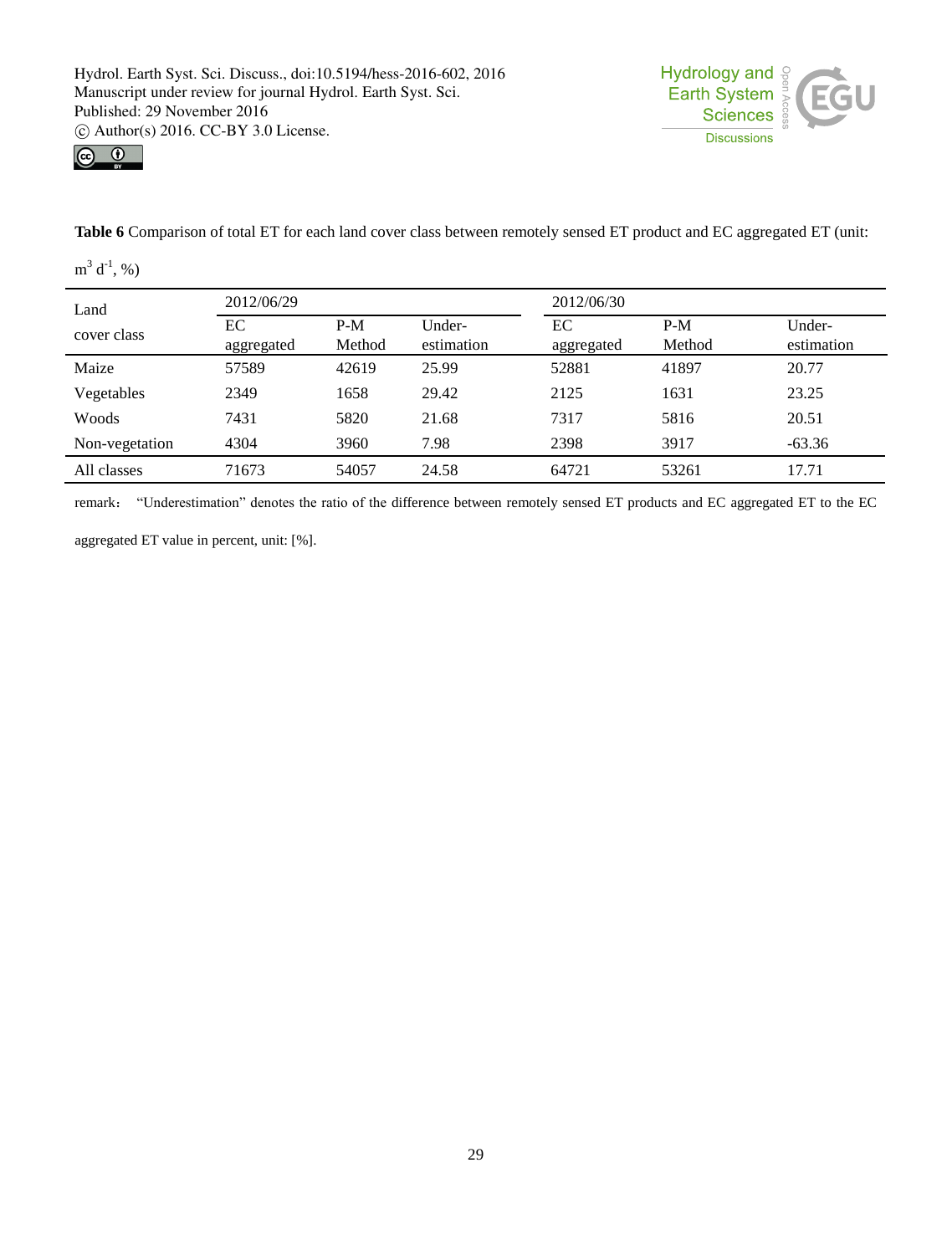**Table 6** Comparison of total ET for each land cover class between remotely sensed ET product and EC aggregated ET (unit: $m^3\ d^{-1}$, %)

| Land cover class | 2012/06/29 | | | 2012/06/30 | | |
|---|---|---|---|---|---|---|
| | EC aggregated | P-M Method | Under-estimation | EC aggregated | P-M Method | Under-estimation |
| Maize | 57589 | 42619 | 25.99 | 52881 | 41897 | 20.77 |
| Vegetables | 2349 | 1658 | 29.42 | 2125 | 1631 | 23.25 |
| Woods | 7431 | 5820 | 21.68 | 7317 | 5816 | 20.51 |
| Non-vegetation | 4304 | 3960 | 7.98 | 2398 | 3917 | -63.36 |
| All classes | 71673 | 54057 | 24.58 | 64721 | 53261 | 17.71 |

remark： "Underestimation" denotes the ratio of the difference between remotely sensed ET products and EC aggregated ET to the EC aggregated ET value in percent, unit: [%].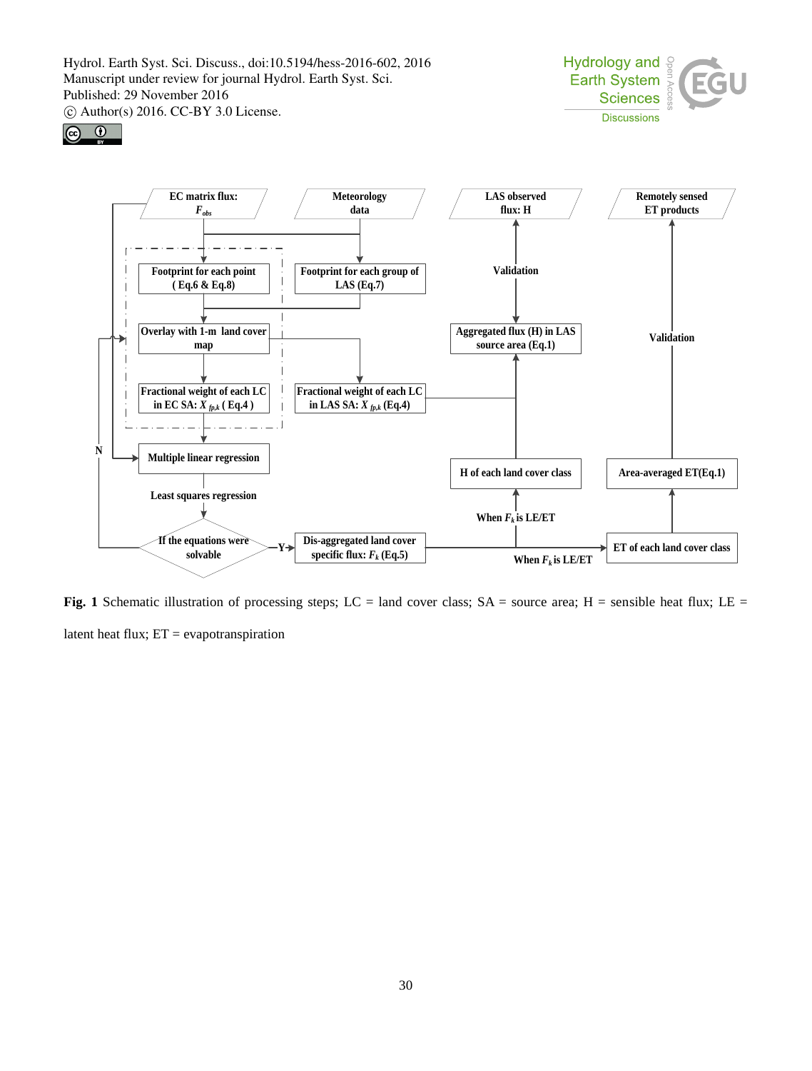**Fig. 1** Schematic illustration of processing steps; LC = land cover class; SA = source area; H = sensible heat flux; LE = latent heat flux; ET = evapotranspiration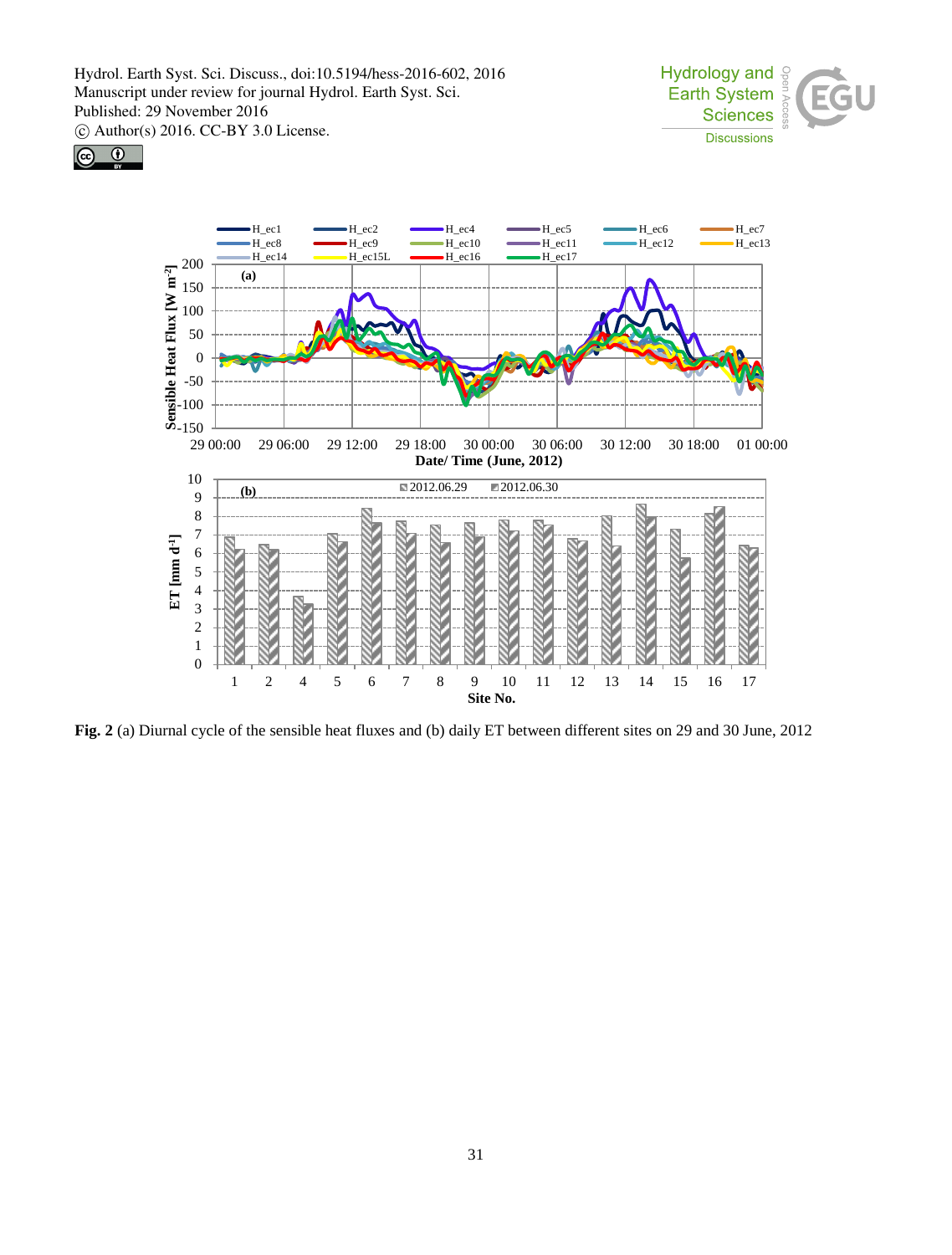**Fig. 2** (a) Diurnal cycle of the sensible heat fluxes and (b) daily ET between different sites on 29 and 30 June, 2012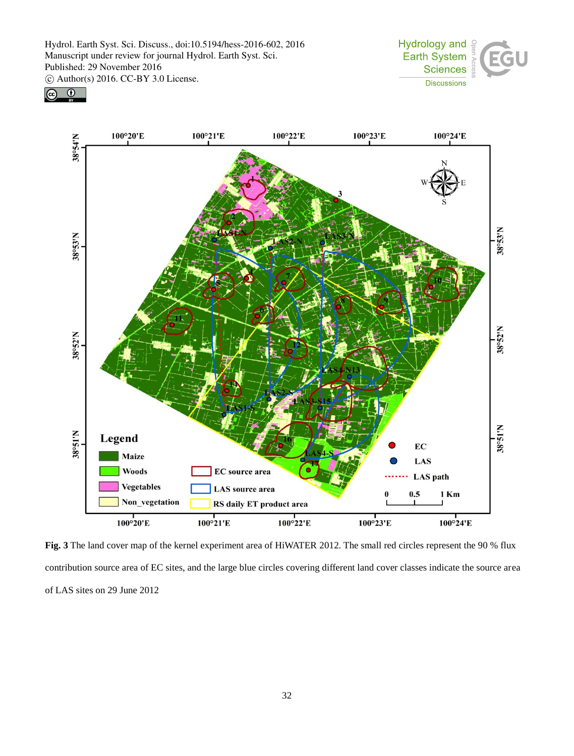**Fig. 3** The land cover map of the kernel experiment area of HiWATER 2012. The small red circles represent the 90 % flux contribution source area of EC sites, and the large blue circles covering different land cover classes indicate the source area of LAS sites on 29 June 2012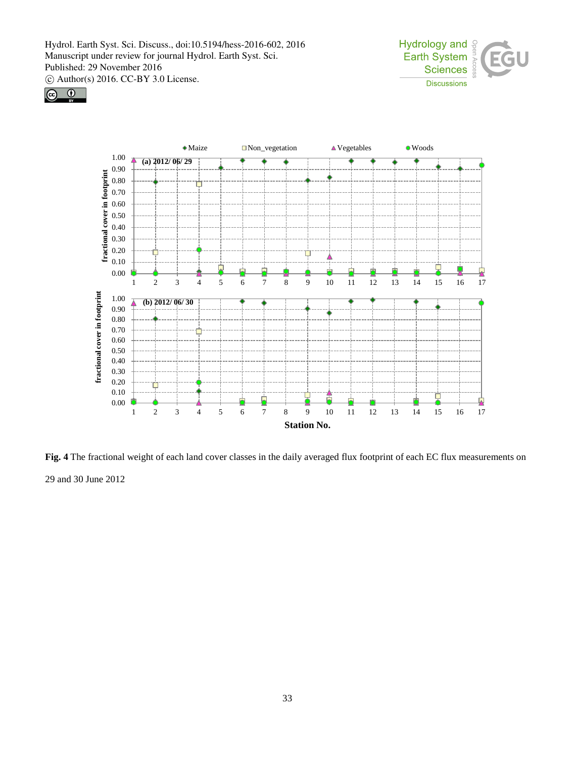**Fig. 4** The fractional weight of each land cover classes in the daily averaged flux footprint of each EC flux measurements on 29 and 30 June 2012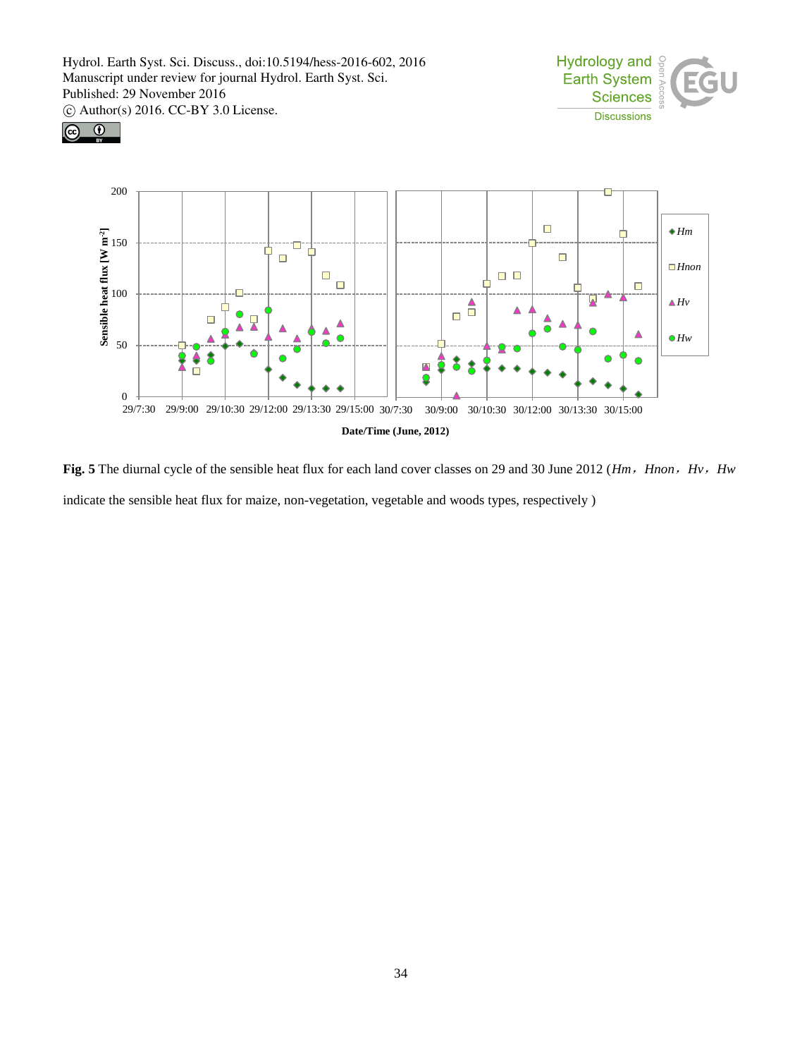**Fig. 5** The diurnal cycle of the sensible heat flux for each land cover classes on 29 and 30 June 2012 (*Hm*，*Hnon*，*Hv*，*Hw* indicate the sensible heat flux for maize, non-vegetation, vegetable and woods types, respectively )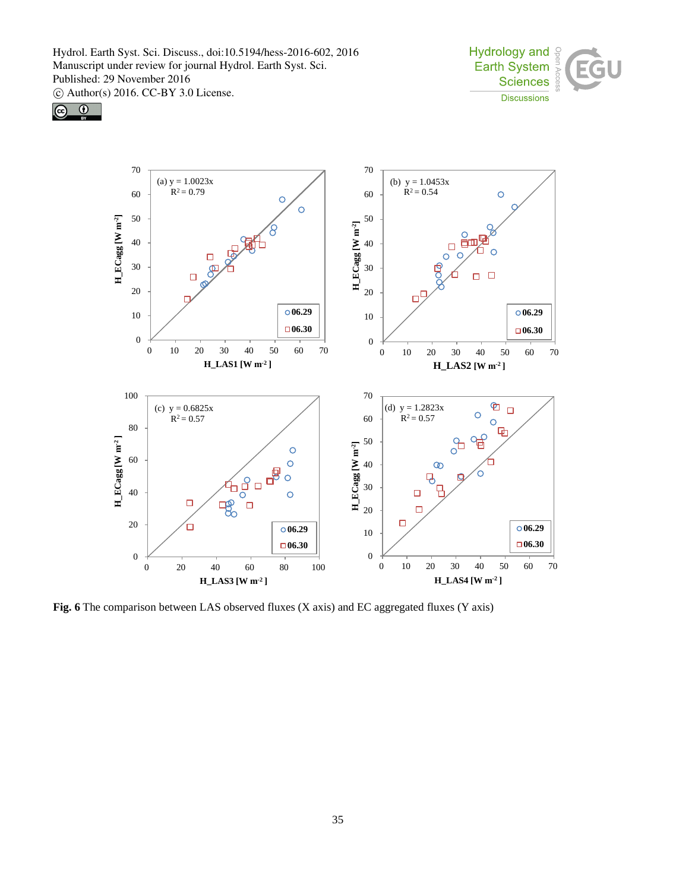**Fig. 6** The comparison between LAS observed fluxes (X axis) and EC aggregated fluxes (Y axis)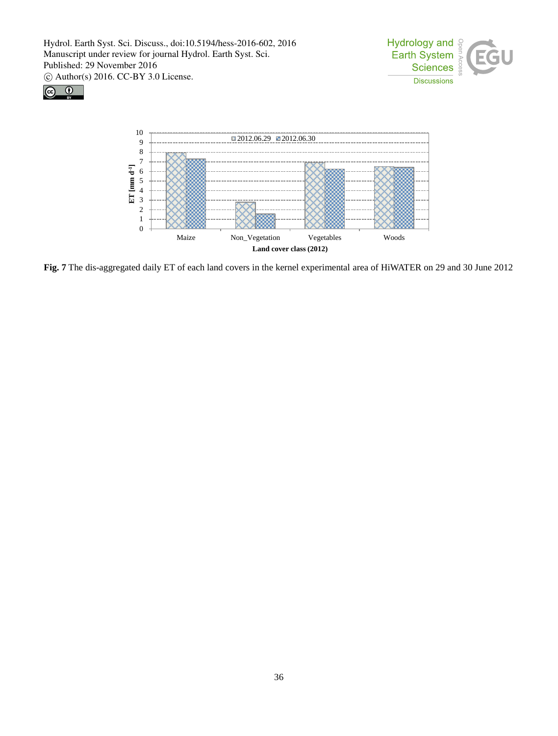Fig. 7 The dis-aggregated daily ET of each land covers in the kernel experimental area of HiWATER on 29 and 30 June 2012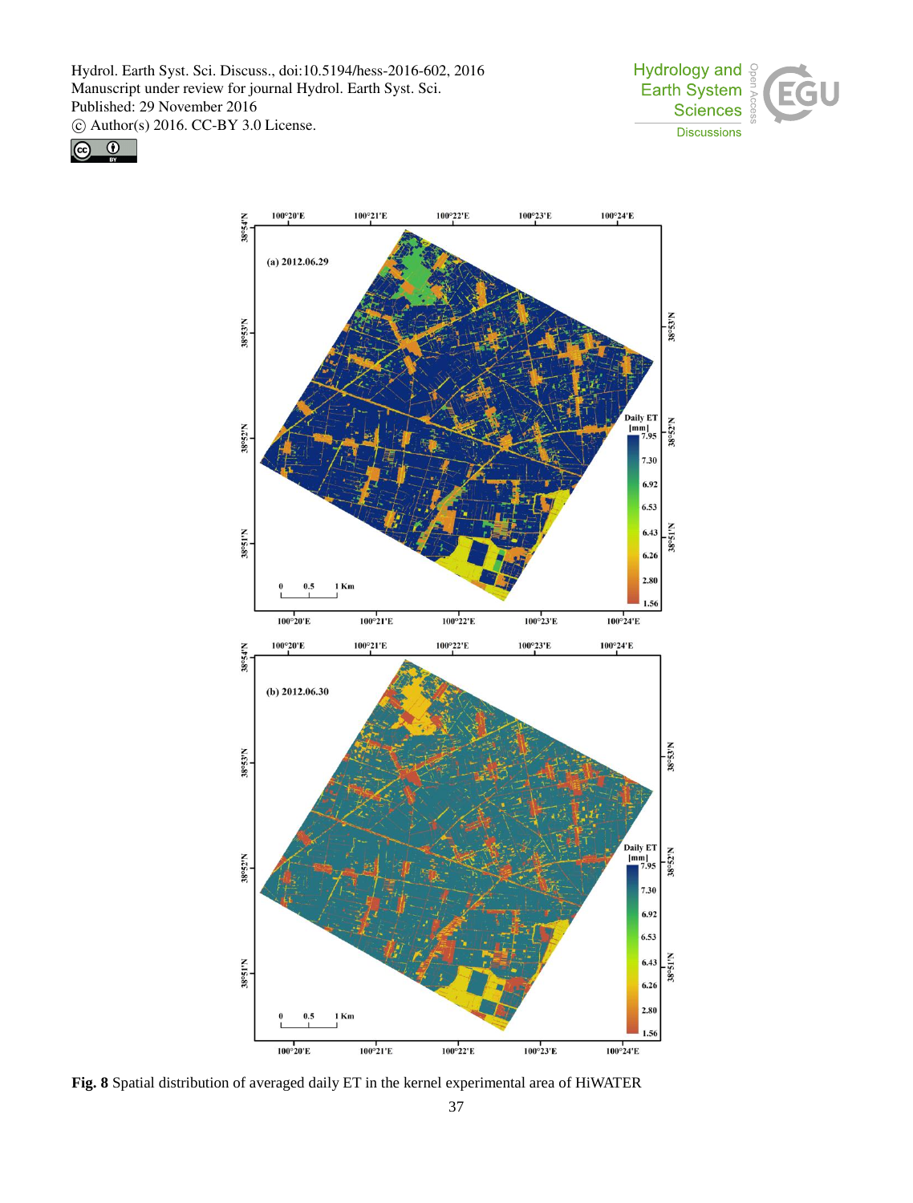(a) 2012.06.29

100°20'E 100°21'E 100°22'E 100°23'E 100°24'E

38°54'N 38°53'N 38°52'N 38°51'N

Daily ET [mm]

7.95 7.30 6.92 6.53 6.43 6.26 2.80 1.56

0 0.5 1 Km

(b) 2012.06.30

100°20'E 100°21'E 100°22'E 100°23'E 100°24'E

38°54'N 38°53'N 38°52'N 38°51'N

Daily ET [mm]

7.95 7.30 6.92 6.53 6.43 6.26 2.80 1.56

0 0.5 1 Km

**Fig. 8** Spatial distribution of averaged daily ET in the kernel experimental area of HiWATER